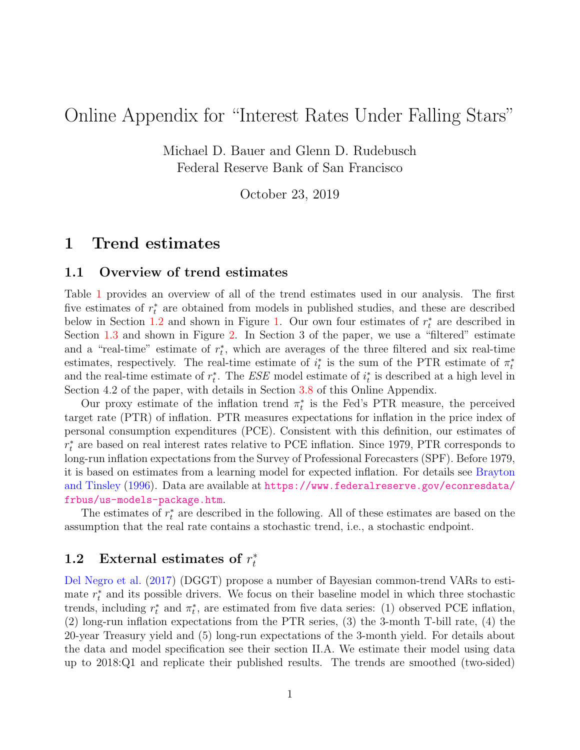# Online Appendix for "Interest Rates Under Falling Stars"

Michael D. Bauer and Glenn D. Rudebusch
Federal Reserve Bank of San Francisco

October 23, 2019

## 1 Trend estimates

### 1.1 Overview of trend estimates

Table 1 provides an overview of all of the trend estimates used in our analysis. The first five estimates of $r_t^*$ are obtained from models in published studies, and these are described below in Section 1.2 and shown in Figure 1. Our own four estimates of $r_t^*$ are described in Section 1.3 and shown in Figure 2. In Section 3 of the paper, we use a "filtered" estimate and a "real-time" estimate of $r_t^*$, which are averages of the three filtered and six real-time estimates, respectively. The real-time estimate of $i_t^*$ is the sum of the PTR estimate of $\pi_t^*$ and the real-time estimate of $r_t^*$. The *ESE* model estimate of $i_t^*$ is described at a high level in Section 4.2 of the paper, with details in Section 3.8 of this Online Appendix.

Our proxy estimate of the inflation trend $\pi_t^*$ is the Fed's PTR measure, the perceived target rate (PTR) of inflation. PTR measures expectations for inflation in the price index of personal consumption expenditures (PCE). Consistent with this definition, our estimates of $r_t^*$ are based on real interest rates relative to PCE inflation. Since 1979, PTR corresponds to long-run inflation expectations from the Survey of Professional Forecasters (SPF). Before 1979, it is based on estimates from a learning model for expected inflation. For details see Brayton and Tinsley (1996). Data are available at https://www.federalreserve.gov/econresdata/frbus/us-models-package.htm.

The estimates of $r_t^*$ are described in the following. All of these estimates are based on the assumption that the real rate contains a stochastic trend, i.e., a stochastic endpoint.

### 1.2 External estimates of $r_t^*$

Del Negro et al. (2017) (DGGT) propose a number of Bayesian common-trend VARs to estimate $r_t^*$ and its possible drivers. We focus on their baseline model in which three stochastic trends, including $r_t^*$ and $\pi_t^*$, are estimated from five data series: (1) observed PCE inflation, (2) long-run inflation expectations from the PTR series, (3) the 3-month T-bill rate, (4) the 20-year Treasury yield and (5) long-run expectations of the 3-month yield. For details about the data and model specification see their section II.A. We estimate their model using data up to 2018:Q1 and replicate their published results. The trends are smoothed (two-sided)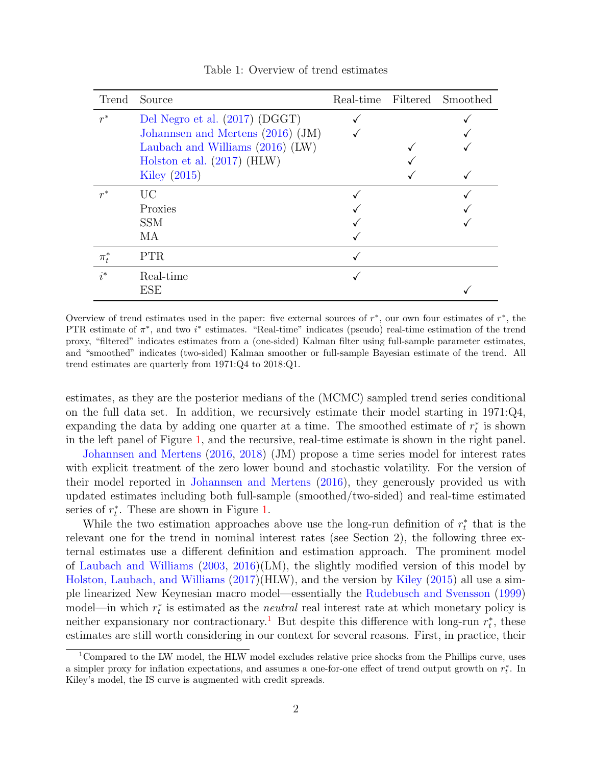Table 1: Overview of trend estimates

| Trend | Source | Real-time | Filtered | Smoothed |
|---|---|---|---|---|
| $r^*$ | Del Negro et al. (2017) (DGGT) | ✓ | | ✓ |
| | Johannsen and Mertens (2016) (JM) | ✓ | | ✓ |
| | Laubach and Williams (2016) (LW) | | ✓ | ✓ |
| | Holston et al. (2017) (HLW) | | ✓ | |
| | Kiley (2015) | | ✓ | ✓ |
| $r^*$ | UC | ✓ | | ✓ |
| | Proxies | ✓ | | ✓ |
| | SSM | ✓ | | ✓ |
| | MA | ✓ | | |
| $\pi_t^*$ | PTR | ✓ | | |
| $i^*$ | Real-time | ✓ | | |
| | ESE | | | ✓ |

Overview of trend estimates used in the paper: five external sources of $r^*$, our own four estimates of $r^*$, the PTR estimate of $\pi^*$, and two $i^*$ estimates. "Real-time" indicates (pseudo) real-time estimation of the trend proxy, "filtered" indicates estimates from a (one-sided) Kalman filter using full-sample parameter estimates, and "smoothed" indicates (two-sided) Kalman smoother or full-sample Bayesian estimate of the trend. All trend estimates are quarterly from 1971:Q4 to 2018:Q1.

estimates, as they are the posterior medians of the (MCMC) sampled trend series conditional on the full data set. In addition, we recursively estimate their model starting in 1971:Q4, expanding the data by adding one quarter at a time. The smoothed estimate of $r_t^*$ is shown in the left panel of Figure 1, and the recursive, real-time estimate is shown in the right panel.

Johannsen and Mertens (2016, 2018) (JM) propose a time series model for interest rates with explicit treatment of the zero lower bound and stochastic volatility. For the version of their model reported in Johannsen and Mertens (2016), they generously provided us with updated estimates including both full-sample (smoothed/two-sided) and real-time estimated series of $r_t^*$. These are shown in Figure 1.

While the two estimation approaches above use the long-run definition of $r_t^*$ that is the relevant one for the trend in nominal interest rates (see Section 2), the following three external estimates use a different definition and estimation approach. The prominent model of Laubach and Williams (2003, 2016)(LM), the slightly modified version of this model by Holston, Laubach, and Williams (2017)(HLW), and the version by Kiley (2015) all use a simple linearized New Keynesian macro model—essentially the Rudebusch and Svensson (1999) model—in which $r_t^*$ is estimated as the *neutral* real interest rate at which monetary policy is neither expansionary nor contractionary.[1] But despite this difference with long-run $r_t^*$, these estimates are still worth considering in our context for several reasons. First, in practice, their

[1] Compared to the LW model, the HLW model excludes relative price shocks from the Phillips curve, uses a simpler proxy for inflation expectations, and assumes a one-for-one effect of trend output growth on $r_t^*$. In Kiley's model, the IS curve is augmented with credit spreads.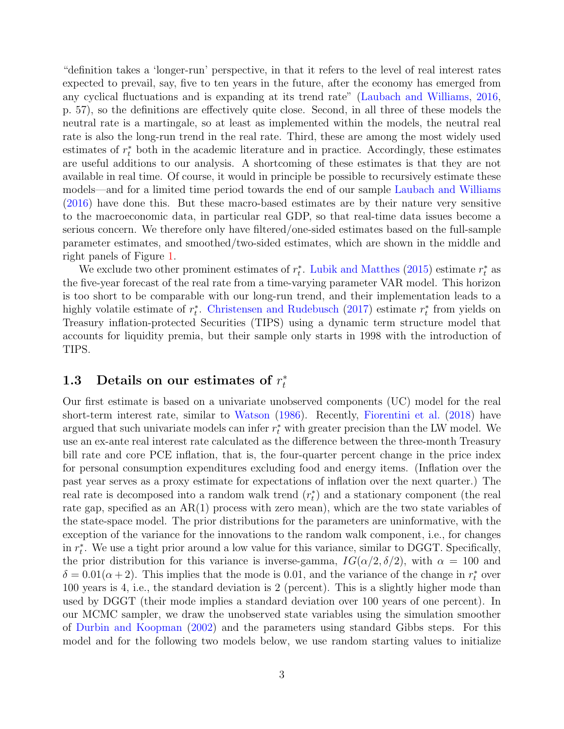"definition takes a 'longer-run' perspective, in that it refers to the level of real interest rates expected to prevail, say, five to ten years in the future, after the economy has emerged from any cyclical fluctuations and is expanding at its trend rate" (Laubach and Williams, 2016, p. 57), so the definitions are effectively quite close. Second, in all three of these models the neutral rate is a martingale, so at least as implemented within the models, the neutral real rate is also the long-run trend in the real rate. Third, these are among the most widely used estimates of $r_t^*$ both in the academic literature and in practice. Accordingly, these estimates are useful additions to our analysis. A shortcoming of these estimates is that they are not available in real time. Of course, it would in principle be possible to recursively estimate these models—and for a limited time period towards the end of our sample Laubach and Williams (2016) have done this. But these macro-based estimates are by their nature very sensitive to the macroeconomic data, in particular real GDP, so that real-time data issues become a serious concern. We therefore only have filtered/one-sided estimates based on the full-sample parameter estimates, and smoothed/two-sided estimates, which are shown in the middle and right panels of Figure 1.

We exclude two other prominent estimates of $r_t^*$. Lubik and Matthes (2015) estimate $r_t^*$ as the five-year forecast of the real rate from a time-varying parameter VAR model. This horizon is too short to be comparable with our long-run trend, and their implementation leads to a highly volatile estimate of $r_t^*$. Christensen and Rudebusch (2017) estimate $r_t^*$ from yields on Treasury inflation-protected Securities (TIPS) using a dynamic term structure model that accounts for liquidity premia, but their sample only starts in 1998 with the introduction of TIPS.

## 1.3 Details on our estimates of $r_t^*$

Our first estimate is based on a univariate unobserved components (UC) model for the real short-term interest rate, similar to Watson (1986). Recently, Fiorentini et al. (2018) have argued that such univariate models can infer $r_t^*$ with greater precision than the LW model. We use an ex-ante real interest rate calculated as the difference between the three-month Treasury bill rate and core PCE inflation, that is, the four-quarter percent change in the price index for personal consumption expenditures excluding food and energy items. (Inflation over the past year serves as a proxy estimate for expectations of inflation over the next quarter.) The real rate is decomposed into a random walk trend ($r_t^*$) and a stationary component (the real rate gap, specified as an AR(1) process with zero mean), which are the two state variables of the state-space model. The prior distributions for the parameters are uninformative, with the exception of the variance for the innovations to the random walk component, i.e., for changes in $r_t^*$. We use a tight prior around a low value for this variance, similar to DGGT. Specifically, the prior distribution for this variance is inverse-gamma, $IG(\alpha/2, \delta/2)$, with $\alpha = 100$ and $\delta = 0.01(\alpha + 2)$. This implies that the mode is 0.01, and the variance of the change in $r_t^*$ over 100 years is 4, i.e., the standard deviation is 2 (percent). This is a slightly higher mode than used by DGGT (their mode implies a standard deviation over 100 years of one percent). In our MCMC sampler, we draw the unobserved state variables using the simulation smoother of Durbin and Koopman (2002) and the parameters using standard Gibbs steps. For this model and for the following two models below, we use random starting values to initialize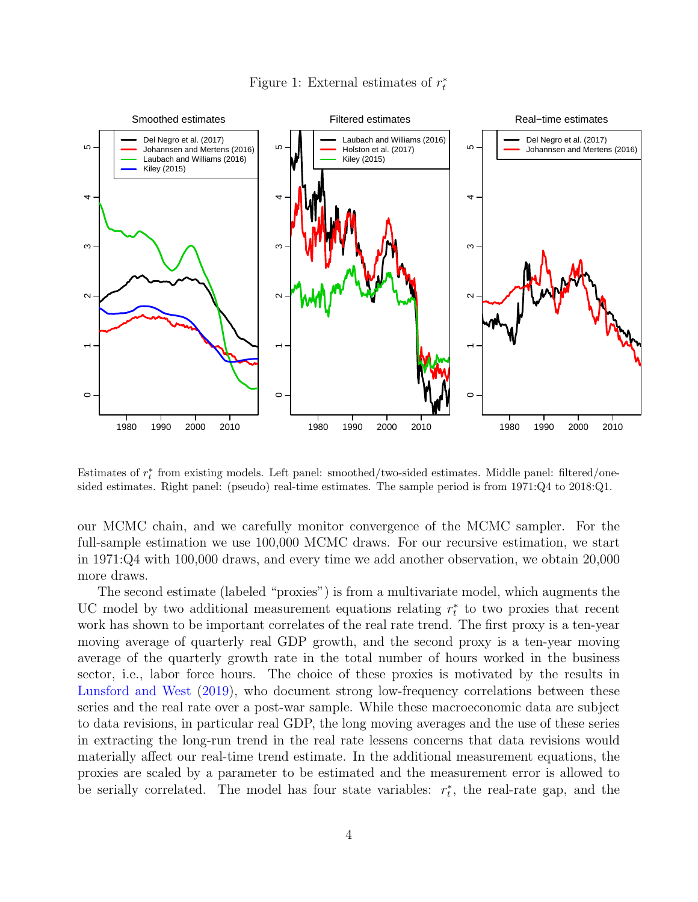Figure 1: External estimates of $r_t^*$

Estimates of $r_t^*$ from existing models. Left panel: smoothed/two-sided estimates. Middle panel: filtered/one-sided estimates. Right panel: (pseudo) real-time estimates. The sample period is from 1971:Q4 to 2018:Q1.

our MCMC chain, and we carefully monitor convergence of the MCMC sampler. For the full-sample estimation we use 100,000 MCMC draws. For our recursive estimation, we start in 1971:Q4 with 100,000 draws, and every time we add another observation, we obtain 20,000 more draws.

The second estimate (labeled "proxies") is from a multivariate model, which augments the UC model by two additional measurement equations relating $r_t^*$ to two proxies that recent work has shown to be important correlates of the real rate trend. The first proxy is a ten-year moving average of quarterly real GDP growth, and the second proxy is a ten-year moving average of the quarterly growth rate in the total number of hours worked in the business sector, i.e., labor force hours. The choice of these proxies is motivated by the results in Lunsford and West (2019), who document strong low-frequency correlations between these series and the real rate over a post-war sample. While these macroeconomic data are subject to data revisions, in particular real GDP, the long moving averages and the use of these series in extracting the long-run trend in the real rate lessens concerns that data revisions would materially affect our real-time trend estimate. In the additional measurement equations, the proxies are scaled by a parameter to be estimated and the measurement error is allowed to be serially correlated. The model has four state variables: $r_t^*$, the real-rate gap, and the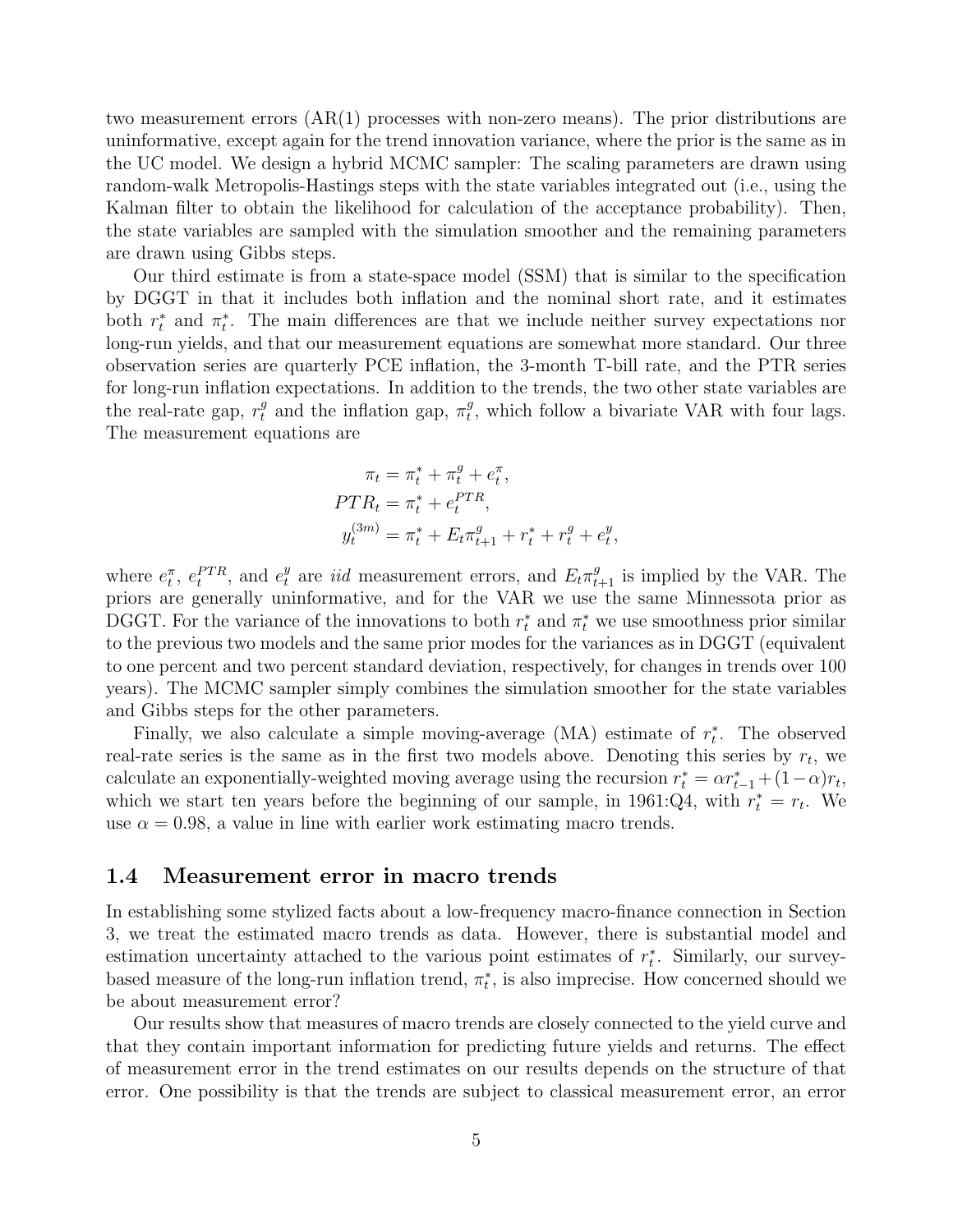two measurement errors (AR(1) processes with non-zero means). The prior distributions are uninformative, except again for the trend innovation variance, where the prior is the same as in the UC model. We design a hybrid MCMC sampler: The scaling parameters are drawn using random-walk Metropolis-Hastings steps with the state variables integrated out (i.e., using the Kalman filter to obtain the likelihood for calculation of the acceptance probability). Then, the state variables are sampled with the simulation smoother and the remaining parameters are drawn using Gibbs steps.

Our third estimate is from a state-space model (SSM) that is similar to the specification by DGGT in that it includes both inflation and the nominal short rate, and it estimates both $r^*_t$ and $\pi^*_t$. The main differences are that we include neither survey expectations nor long-run yields, and that our measurement equations are somewhat more standard. Our three observation series are quarterly PCE inflation, the 3-month T-bill rate, and the PTR series for long-run inflation expectations. In addition to the trends, the two other state variables are the real-rate gap, $r^g_t$ and the inflation gap, $\pi^g_t$, which follow a bivariate VAR with four lags. The measurement equations are

$$
\begin{aligned}
\pi_t &= \pi^*_t + \pi^g_t + e^\pi_t, \\
PTR_t &= \pi^*_t + e^{PTR}_t, \\
y^{(3m)}_t &= \pi^*_t + E_t\pi^g_{t+1} + r^*_t + r^g_t + e^y_t,
\end{aligned}
$$

where $e^\pi_t$, $e^{PTR}_t$, and $e^y_t$ are *iid* measurement errors, and $E_t\pi^g_{t+1}$ is implied by the VAR. The priors are generally uninformative, and for the VAR we use the same Minnesota prior as DGGT. For the variance of the innovations to both $r^*_t$ and $\pi^*_t$ we use smoothness prior similar to the previous two models and the same prior modes for the variances as in DGGT (equivalent to one percent and two percent standard deviation, respectively, for changes in trends over 100 years). The MCMC sampler simply combines the simulation smoother for the state variables and Gibbs steps for the other parameters.

Finally, we also calculate a simple moving-average (MA) estimate of $r^*_t$. The observed real-rate series is the same as in the first two models above. Denoting this series by $r_t$, we calculate an exponentially-weighted moving average using the recursion $r^*_t = \alpha r^*_{t-1} + (1-\alpha)r_t$, which we start ten years before the beginning of our sample, in 1961:Q4, with $r^*_t = r_t$. We use $\alpha = 0.98$, a value in line with earlier work estimating macro trends.

## 1.4 Measurement error in macro trends

In establishing some stylized facts about a low-frequency macro-finance connection in Section 3, we treat the estimated macro trends as data. However, there is substantial model and estimation uncertainty attached to the various point estimates of $r^*_t$. Similarly, our survey-based measure of the long-run inflation trend, $\pi^*_t$, is also imprecise. How concerned should we be about measurement error?

Our results show that measures of macro trends are closely connected to the yield curve and that they contain important information for predicting future yields and returns. The effect of measurement error in the trend estimates on our results depends on the structure of that error. One possibility is that the trends are subject to classical measurement error, an error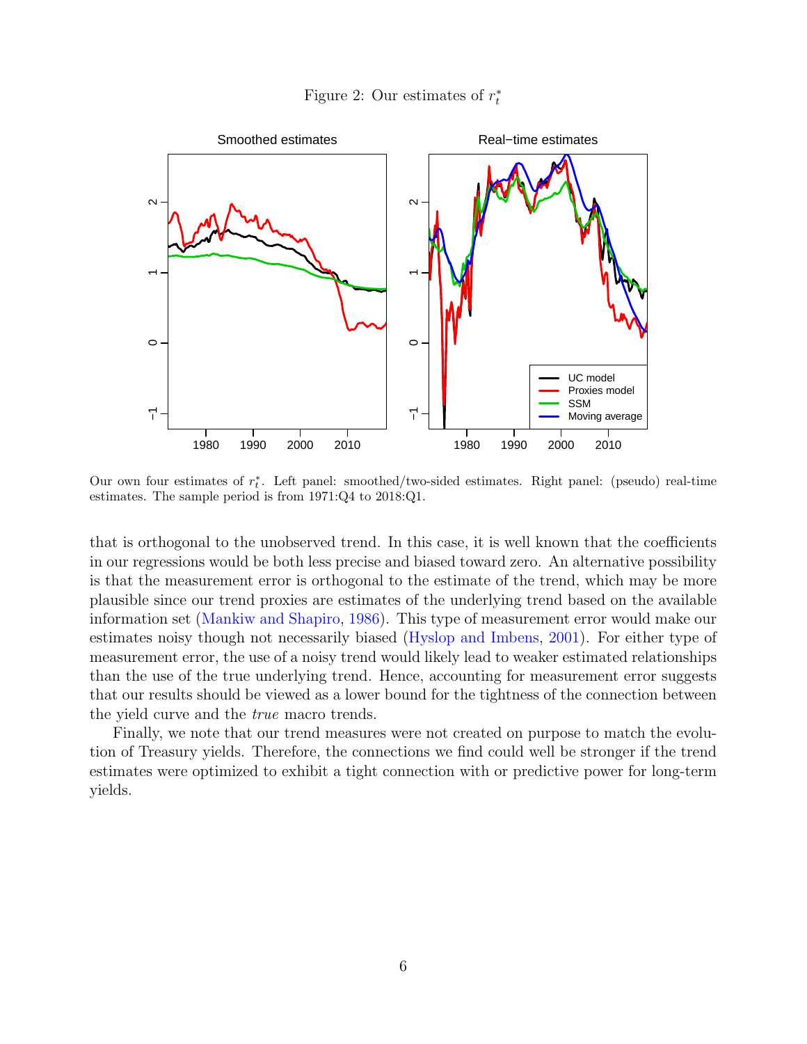Figure 2: Our estimates of $r_t^*$

Our own four estimates of $r_t^*$. Left panel: smoothed/two-sided estimates. Right panel: (pseudo) real-time estimates. The sample period is from 1971:Q4 to 2018:Q1.

that is orthogonal to the unobserved trend. In this case, it is well known that the coefficients in our regressions would be both less precise and biased toward zero. An alternative possibility is that the measurement error is orthogonal to the estimate of the trend, which may be more plausible since our trend proxies are estimates of the underlying trend based on the available information set (Mankiw and Shapiro, 1986). This type of measurement error would make our estimates noisy though not necessarily biased (Hyslop and Imbens, 2001). For either type of measurement error, the use of a noisy trend would likely lead to weaker estimated relationships than the use of the true underlying trend. Hence, accounting for measurement error suggests that our results should be viewed as a lower bound for the tightness of the connection between the yield curve and the *true* macro trends.

Finally, we note that our trend measures were not created on purpose to match the evolution of Treasury yields. Therefore, the connections we find could well be stronger if the trend estimates were optimized to exhibit a tight connection with or predictive power for long-term yields.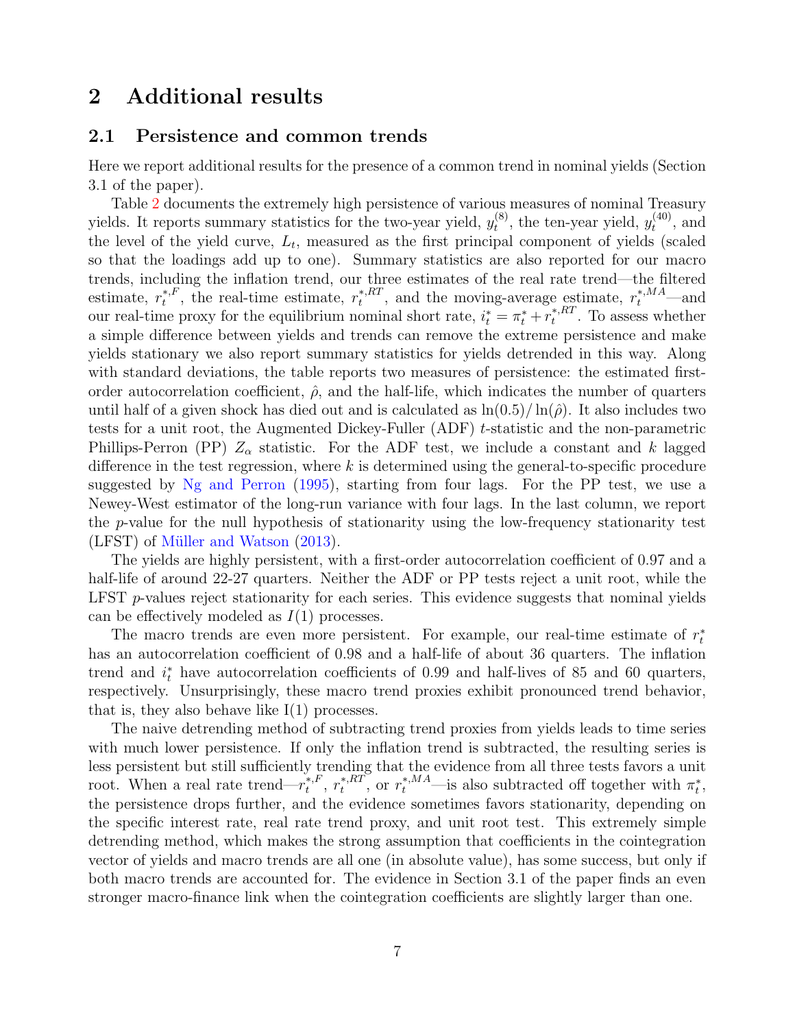# 2 Additional results

## 2.1 Persistence and common trends

Here we report additional results for the presence of a common trend in nominal yields (Section 3.1 of the paper).

Table 2 documents the extremely high persistence of various measures of nominal Treasury yields. It reports summary statistics for the two-year yield, $y_t^{(8)}$, the ten-year yield, $y_t^{(40)}$, and the level of the yield curve, $L_t$, measured as the first principal component of yields (scaled so that the loadings add up to one). Summary statistics are also reported for our macro trends, including the inflation trend, our three estimates of the real rate trend—the filtered estimate, $r_t^{*,F}$, the real-time estimate, $r_t^{*,RT}$, and the moving-average estimate, $r_t^{*,MA}$—and our real-time proxy for the equilibrium nominal short rate, $i_t^* = \pi_t^* + r_t^{*,RT}$. To assess whether a simple difference between yields and trends can remove the extreme persistence and make yields stationary we also report summary statistics for yields detrended in this way. Along with standard deviations, the table reports two measures of persistence: the estimated first-order autocorrelation coefficient, $\hat{\rho}$, and the half-life, which indicates the number of quarters until half of a given shock has died out and is calculated as $\ln(0.5)/\ln(\hat{\rho})$. It also includes two tests for a unit root, the Augmented Dickey-Fuller (ADF) $t$-statistic and the non-parametric Phillips-Perron (PP) $Z_\alpha$ statistic. For the ADF test, we include a constant and $k$ lagged difference in the test regression, where $k$ is determined using the general-to-specific procedure suggested by Ng and Perron (1995), starting from four lags. For the PP test, we use a Newey-West estimator of the long-run variance with four lags. In the last column, we report the $p$-value for the null hypothesis of stationarity using the low-frequency stationarity test (LFST) of Müller and Watson (2013).

The yields are highly persistent, with a first-order autocorrelation coefficient of 0.97 and a half-life of around 22-27 quarters. Neither the ADF or PP tests reject a unit root, while the LFST $p$-values reject stationarity for each series. This evidence suggests that nominal yields can be effectively modeled as $I(1)$ processes.

The macro trends are even more persistent. For example, our real-time estimate of $r_t^*$ has an autocorrelation coefficient of 0.98 and a half-life of about 36 quarters. The inflation trend and $i_t^*$ have autocorrelation coefficients of 0.99 and half-lives of 85 and 60 quarters, respectively. Unsurprisingly, these macro trend proxies exhibit pronounced trend behavior, that is, they also behave like I(1) processes.

The naive detrending method of subtracting trend proxies from yields leads to time series with much lower persistence. If only the inflation trend is subtracted, the resulting series is less persistent but still sufficiently trending that the evidence from all three tests favors a unit root. When a real rate trend—$r_t^{*,F}$, $r_t^{*,RT}$, or $r_t^{*,MA}$—is also subtracted off together with $\pi_t^*$, the persistence drops further, and the evidence sometimes favors stationarity, depending on the specific interest rate, real rate trend proxy, and unit root test. This extremely simple detrending method, which makes the strong assumption that coefficients in the cointegration vector of yields and macro trends are all one (in absolute value), has some success, but only if both macro trends are accounted for. The evidence in Section 3.1 of the paper finds an even stronger macro-finance link when the cointegration coefficients are slightly larger than one.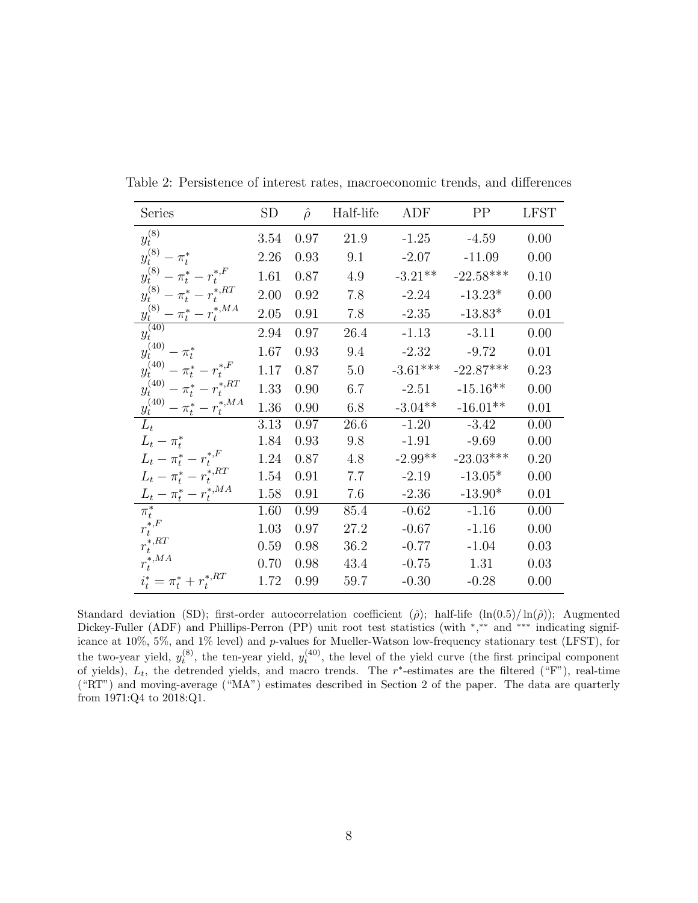Table 2: Persistence of interest rates, macroeconomic trends, and differences

| Series | SD | $\hat{\rho}$ | Half-life | ADF | PP | LFST |
|---|---|---|---|---|---|---|
| $y_t^{(8)}$ | 3.54 | 0.97 | 21.9 | -1.25 | -4.59 | 0.00 |
| $y_t^{(8)} - \pi_t^*$ | 2.26 | 0.93 | 9.1 | -2.07 | -11.09 | 0.00 |
| $y_t^{(8)} - \pi_t^* - r_t^{*,F}$ | 1.61 | 0.87 | 4.9 | -3.21** | -22.58*** | 0.10 |
| $y_t^{(8)} - \pi_t^* - r_t^{*,RT}$ | 2.00 | 0.92 | 7.8 | -2.24 | -13.23* | 0.00 |
| $y_t^{(8)} - \pi_t^* - r_t^{*,MA}$ | 2.05 | 0.91 | 7.8 | -2.35 | -13.83* | 0.01 |
| $y_t^{(40)}$ | 2.94 | 0.97 | 26.4 | -1.13 | -3.11 | 0.00 |
| $y_t^{(40)} - \pi_t^*$ | 1.67 | 0.93 | 9.4 | -2.32 | -9.72 | 0.01 |
| $y_t^{(40)} - \pi_t^* - r_t^{*,F}$ | 1.17 | 0.87 | 5.0 | -3.61*** | -22.87*** | 0.23 |
| $y_t^{(40)} - \pi_t^* - r_t^{*,RT}$ | 1.33 | 0.90 | 6.7 | -2.51 | -15.16** | 0.00 |
| $y_t^{(40)} - \pi_t^* - r_t^{*,MA}$ | 1.36 | 0.90 | 6.8 | -3.04** | -16.01** | 0.01 |
| $L_t$ | 3.13 | 0.97 | 26.6 | -1.20 | -3.42 | 0.00 |
| $L_t - \pi_t^*$ | 1.84 | 0.93 | 9.8 | -1.91 | -9.69 | 0.00 |
| $L_t - \pi_t^* - r_t^{*,F}$ | 1.24 | 0.87 | 4.8 | -2.99** | -23.03*** | 0.20 |
| $L_t - \pi_t^* - r_t^{*,RT}$ | 1.54 | 0.91 | 7.7 | -2.19 | -13.05* | 0.00 |
| $L_t - \pi_t^* - r_t^{*,MA}$ | 1.58 | 0.91 | 7.6 | -2.36 | -13.90* | 0.01 |
| $\pi_t^*$ | 1.60 | 0.99 | 85.4 | -0.62 | -1.16 | 0.00 |
| $r_t^{*,F}$ | 1.03 | 0.97 | 27.2 | -0.67 | -1.16 | 0.00 |
| $r_t^{*,RT}$ | 0.59 | 0.98 | 36.2 | -0.77 | -1.04 | 0.03 |
| $r_t^{*,MA}$ | 0.70 | 0.98 | 43.4 | -0.75 | 1.31 | 0.03 |
| $i_t^* = \pi_t^* + r_t^{*,RT}$ | 1.72 | 0.99 | 59.7 | -0.30 | -0.28 | 0.00 |

Standard deviation (SD); first-order autocorrelation coefficient ($\hat{\rho}$); half-life ($\ln(0.5)/\ln(\hat{\rho})$); Augmented Dickey-Fuller (ADF) and Phillips-Perron (PP) unit root test statistics (with *,** and *** indicating significance at 10%, 5%, and 1% level) and $p$-values for Mueller-Watson low-frequency stationary test (LFST), for the two-year yield, $y_t^{(8)}$, the ten-year yield, $y_t^{(40)}$, the level of the yield curve (the first principal component of yields), $L_t$, the detrended yields, and macro trends. The $r^*$-estimates are the filtered ("F"), real-time ("RT") and moving-average ("MA") estimates described in Section 2 of the paper. The data are quarterly from 1971:Q4 to 2018:Q1.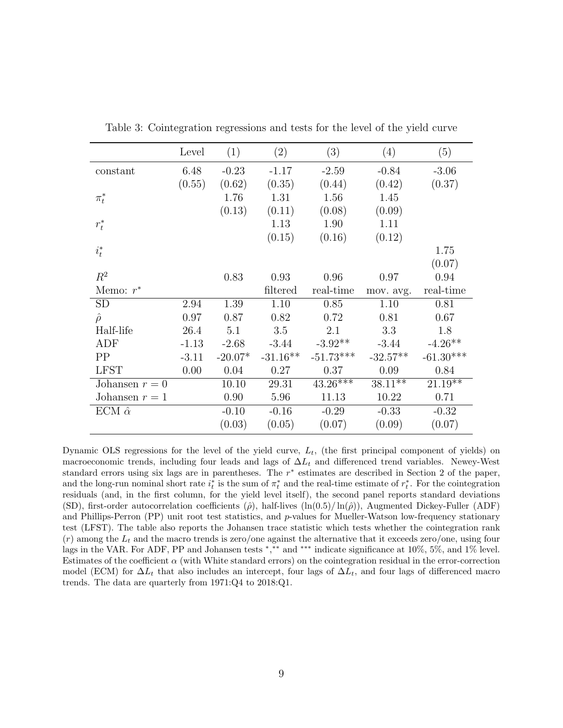Table 3: Cointegration regressions and tests for the level of the yield curve

| | Level | (1) | (2) | (3) | (4) | (5) |
|---|---|---|---|---|---|---|
| constant | 6.48 | -0.23 | -1.17 | -2.59 | -0.84 | -3.06 |
| | (0.55) | (0.62) | (0.35) | (0.44) | (0.42) | (0.37) |
| $\pi_t^*$ | | 1.76 | 1.31 | 1.56 | 1.45 | |
| | | (0.13) | (0.11) | (0.08) | (0.09) | |
| $r_t^*$ | | | 1.13 | 1.90 | 1.11 | |
| | | | (0.15) | (0.16) | (0.12) | |
| $i_t^*$ | | | | | | 1.75 |
| | | | | | | (0.07) |
| $R^2$ | | 0.83 | 0.93 | 0.96 | 0.97 | 0.94 |
| Memo: $r^*$ | | | filtered | real-time | mov. avg. | real-time |
| SD | 2.94 | 1.39 | 1.10 | 0.85 | 1.10 | 0.81 |
| $\hat{\rho}$ | 0.97 | 0.87 | 0.82 | 0.72 | 0.81 | 0.67 |
| Half-life | 26.4 | 5.1 | 3.5 | 2.1 | 3.3 | 1.8 |
| ADF | -1.13 | -2.68 | -3.44 | -3.92** | -3.44 | -4.26** |
| PP | -3.11 | -20.07* | -31.16** | -51.73*** | -32.57** | -61.30*** |
| LFST | 0.00 | 0.04 | 0.27 | 0.37 | 0.09 | 0.84 |
| Johansen $r = 0$ | | 10.10 | 29.31 | 43.26*** | 38.11** | 21.19** |
| Johansen $r = 1$ | | 0.90 | 5.96 | 11.13 | 10.22 | 0.71 |
| ECM $\hat{\alpha}$ | | -0.10 | -0.16 | -0.29 | -0.33 | -0.32 |
| | | (0.03) | (0.05) | (0.07) | (0.09) | (0.07) |

Dynamic OLS regressions for the level of the yield curve, $L_t$, (the first principal component of yields) on macroeconomic trends, including four leads and lags of $\Delta L_t$ and differenced trend variables. Newey-West standard errors using six lags are in parentheses. The $r^*$ estimates are described in Section 2 of the paper, and the long-run nominal short rate $i_t^*$ is the sum of $\pi_t^*$ and the real-time estimate of $r_t^*$. For the cointegration residuals (and, in the first column, for the yield level itself), the second panel reports standard deviations (SD), first-order autocorrelation coefficients ($\hat{\rho}$), half-lives ($\ln(0.5)/\ln(\hat{\rho})$), Augmented Dickey-Fuller (ADF) and Phillips-Perron (PP) unit root test statistics, and $p$-values for Mueller-Watson low-frequency stationary test (LFST). The table also reports the Johansen trace statistic which tests whether the cointegration rank ($r$) among the $L_t$ and the macro trends is zero/one against the alternative that it exceeds zero/one, using four lags in the VAR. For ADF, PP and Johansen tests $^*$,$^{**}$ and $^{***}$ indicate significance at 10%, 5%, and 1% level. Estimates of the coefficient $\alpha$ (with White standard errors) on the cointegration residual in the error-correction model (ECM) for $\Delta L_t$ that also includes an intercept, four lags of $\Delta L_t$, and four lags of differenced macro trends. The data are quarterly from 1971:Q4 to 2018:Q1.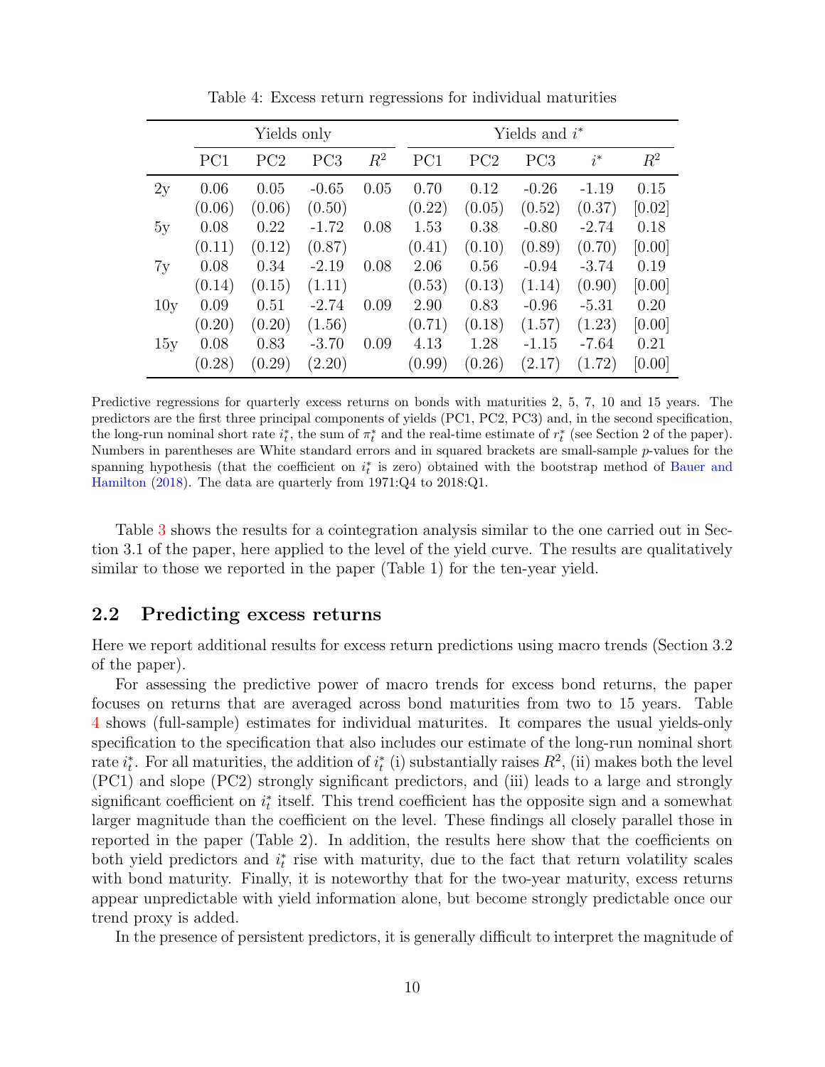Table 4: Excess return regressions for individual maturities

| | Yields only | | | | Yields and $i^*$ | | | | |
|---|---|---|---|---|---|---|---|---|---|
| | PC1 | PC2 | PC3 | $R^2$ | PC1 | PC2 | PC3 | $i^*$ | $R^2$ |
| 2y | 0.06 | 0.05 | -0.65 | 0.05 | 0.70 | 0.12 | -0.26 | -1.19 | 0.15 |
| | (0.06) | (0.06) | (0.50) | | (0.22) | (0.05) | (0.52) | (0.37) | [0.02] |
| 5y | 0.08 | 0.22 | -1.72 | 0.08 | 1.53 | 0.38 | -0.80 | -2.74 | 0.18 |
| | (0.11) | (0.12) | (0.87) | | (0.41) | (0.10) | (0.89) | (0.70) | [0.00] |
| 7y | 0.08 | 0.34 | -2.19 | 0.08 | 2.06 | 0.56 | -0.94 | -3.74 | 0.19 |
| | (0.14) | (0.15) | (1.11) | | (0.53) | (0.13) | (1.14) | (0.90) | [0.00] |
| 10y | 0.09 | 0.51 | -2.74 | 0.09 | 2.90 | 0.83 | -0.96 | -5.31 | 0.20 |
| | (0.20) | (0.20) | (1.56) | | (0.71) | (0.18) | (1.57) | (1.23) | [0.00] |
| 15y | 0.08 | 0.83 | -3.70 | 0.09 | 4.13 | 1.28 | -1.15 | -7.64 | 0.21 |
| | (0.28) | (0.29) | (2.20) | | (0.99) | (0.26) | (2.17) | (1.72) | [0.00] |

Predictive regressions for quarterly excess returns on bonds with maturities 2, 5, 7, 10 and 15 years. The predictors are the first three principal components of yields (PC1, PC2, PC3) and, in the second specification, the long-run nominal short rate $i^*_t$, the sum of $\pi^*_t$ and the real-time estimate of $r^*_t$ (see Section 2 of the paper). Numbers in parentheses are White standard errors and in squared brackets are small-sample $p$-values for the spanning hypothesis (that the coefficient on $i^*_t$ is zero) obtained with the bootstrap method of Bauer and Hamilton (2018). The data are quarterly from 1971:Q4 to 2018:Q1.

Table 3 shows the results for a cointegration analysis similar to the one carried out in Section 3.1 of the paper, here applied to the level of the yield curve. The results are qualitatively similar to those we reported in the paper (Table 1) for the ten-year yield.

## 2.2 Predicting excess returns

Here we report additional results for excess return predictions using macro trends (Section 3.2 of the paper).

For assessing the predictive power of macro trends for excess bond returns, the paper focuses on returns that are averaged across bond maturities from two to 15 years. Table 4 shows (full-sample) estimates for individual maturites. It compares the usual yields-only specification to the specification that also includes our estimate of the long-run nominal short rate $i^*_t$. For all maturities, the addition of $i^*_t$ (i) substantially raises $R^2$, (ii) makes both the level (PC1) and slope (PC2) strongly significant predictors, and (iii) leads to a large and strongly significant coefficient on $i^*_t$ itself. This trend coefficient has the opposite sign and a somewhat larger magnitude than the coefficient on the level. These findings all closely parallel those in reported in the paper (Table 2). In addition, the results here show that the coefficients on both yield predictors and $i^*_t$ rise with maturity, due to the fact that return volatility scales with bond maturity. Finally, it is noteworthy that for the two-year maturity, excess returns appear unpredictable with yield information alone, but become strongly predictable once our trend proxy is added.

In the presence of persistent predictors, it is generally difficult to interpret the magnitude of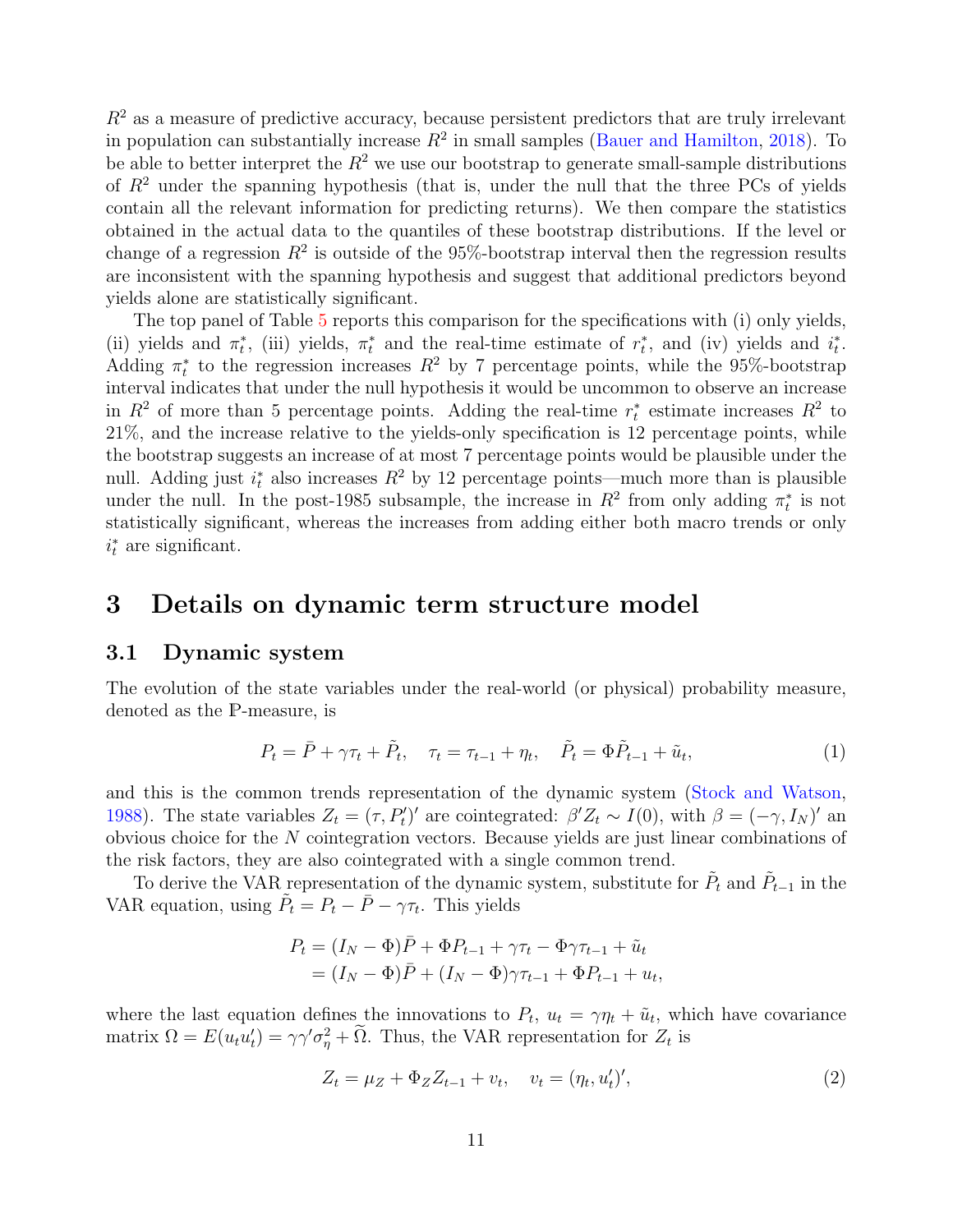$R^2$ as a measure of predictive accuracy, because persistent predictors that are truly irrelevant in population can substantially increase $R^2$ in small samples (Bauer and Hamilton, 2018). To be able to better interpret the $R^2$ we use our bootstrap to generate small-sample distributions of $R^2$ under the spanning hypothesis (that is, under the null that the three PCs of yields contain all the relevant information for predicting returns). We then compare the statistics obtained in the actual data to the quantiles of these bootstrap distributions. If the level or change of a regression $R^2$ is outside of the 95%-bootstrap interval then the regression results are inconsistent with the spanning hypothesis and suggest that additional predictors beyond yields alone are statistically significant.

The top panel of Table 5 reports this comparison for the specifications with (i) only yields, (ii) yields and $\pi_t^*$, (iii) yields, $\pi_t^*$ and the real-time estimate of $r_t^*$, and (iv) yields and $i_t^*$. Adding $\pi_t^*$ to the regression increases $R^2$ by 7 percentage points, while the 95%-bootstrap interval indicates that under the null hypothesis it would be uncommon to observe an increase in $R^2$ of more than 5 percentage points. Adding the real-time $r_t^*$ estimate increases $R^2$ to 21%, and the increase relative to the yields-only specification is 12 percentage points, while the bootstrap suggests an increase of at most 7 percentage points would be plausible under the null. Adding just $i_t^*$ also increases $R^2$ by 12 percentage points—much more than is plausible under the null. In the post-1985 subsample, the increase in $R^2$ from only adding $\pi_t^*$ is not statistically significant, whereas the increases from adding either both macro trends or only $i_t^*$ are significant.

# 3 Details on dynamic term structure model

## 3.1 Dynamic system

The evolution of the state variables under the real-world (or physical) probability measure, denoted as the $\mathbb{P}$-measure, is

$$P_t = \bar{P} + \gamma\tau_t + \tilde{P}_t, \quad \tau_t = \tau_{t-1} + \eta_t, \quad \tilde{P}_t = \Phi\tilde{P}_{t-1} + \tilde{u}_t, \tag{1}$$

and this is the common trends representation of the dynamic system (Stock and Watson, 1988). The state variables $Z_t = (\tau, P_t')'$ are cointegrated: $\beta' Z_t \sim I(0)$, with $\beta = (-\gamma, I_N)'$ an obvious choice for the $N$ cointegration vectors. Because yields are just linear combinations of the risk factors, they are also cointegrated with a single common trend.

To derive the VAR representation of the dynamic system, substitute for $\tilde{P}_t$ and $\tilde{P}_{t-1}$ in the VAR equation, using $\tilde{P}_t = P_t - \bar{P} - \gamma\tau_t$. This yields

$$\begin{aligned} P_t &= (I_N - \Phi)\bar{P} + \Phi P_{t-1} + \gamma\tau_t - \Phi\gamma\tau_{t-1} + \tilde{u}_t \\ &= (I_N - \Phi)\bar{P} + (I_N - \Phi)\gamma\tau_{t-1} + \Phi P_{t-1} + u_t, \end{aligned}$$

where the last equation defines the innovations to $P_t$, $u_t = \gamma\eta_t + \tilde{u}_t$, which have covariance matrix $\Omega = E(u_t u_t') = \gamma\gamma'\sigma_\eta^2 + \widetilde{\Omega}$. Thus, the VAR representation for $Z_t$ is

$$Z_t = \mu_Z + \Phi_Z Z_{t-1} + v_t, \quad v_t = (\eta_t, u_t')', \tag{2}$$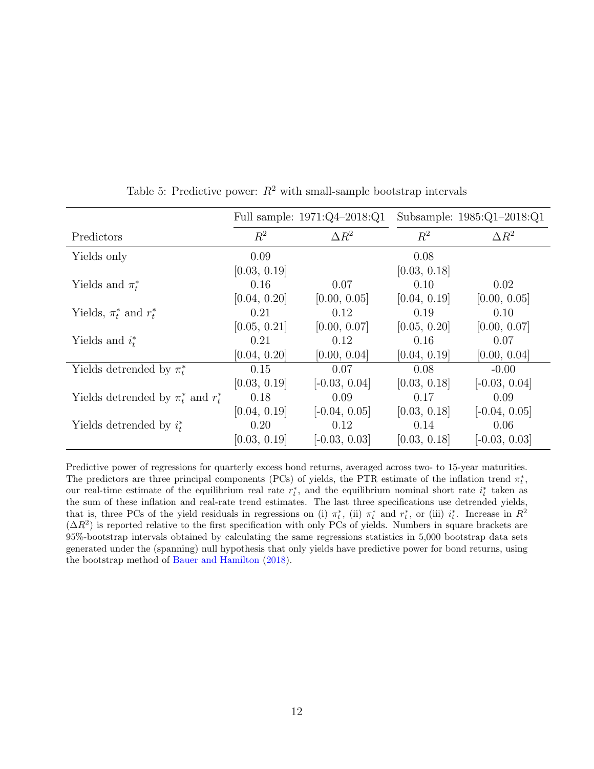Table 5: Predictive power: $R^2$ with small-sample bootstrap intervals

| | Full sample: 1971:Q4–2018:Q1 | | Subsample: 1985:Q1–2018:Q1 | |
|---|---|---|---|---|
| Predictors | $R^2$ | $\Delta R^2$ | $R^2$ | $\Delta R^2$ |
| Yields only | 0.09 | | 0.08 | |
| | [0.03, 0.19] | | [0.03, 0.18] | |
| Yields and $\pi_t^*$ | 0.16 | 0.07 | 0.10 | 0.02 |
| | [0.04, 0.20] | [0.00, 0.05] | [0.04, 0.19] | [0.00, 0.05] |
| Yields, $\pi_t^*$ and $r_t^*$ | 0.21 | 0.12 | 0.19 | 0.10 |
| | [0.05, 0.21] | [0.00, 0.07] | [0.05, 0.20] | [0.00, 0.07] |
| Yields and $i_t^*$ | 0.21 | 0.12 | 0.16 | 0.07 |
| | [0.04, 0.20] | [0.00, 0.04] | [0.04, 0.19] | [0.00, 0.04] |
| Yields detrended by $\pi_t^*$ | 0.15 | 0.07 | 0.08 | -0.00 |
| | [0.03, 0.19] | [-0.03, 0.04] | [0.03, 0.18] | [-0.03, 0.04] |
| Yields detrended by $\pi_t^*$ and $r_t^*$ | 0.18 | 0.09 | 0.17 | 0.09 |
| | [0.04, 0.19] | [-0.04, 0.05] | [0.03, 0.18] | [-0.04, 0.05] |
| Yields detrended by $i_t^*$ | 0.20 | 0.12 | 0.14 | 0.06 |
| | [0.03, 0.19] | [-0.03, 0.03] | [0.03, 0.18] | [-0.03, 0.03] |

Predictive power of regressions for quarterly excess bond returns, averaged across two- to 15-year maturities. The predictors are three principal components (PCs) of yields, the PTR estimate of the inflation trend $\pi_t^*$, our real-time estimate of the equilibrium real rate $r_t^*$, and the equilibrium nominal short rate $i_t^*$ taken as the sum of these inflation and real-rate trend estimates. The last three specifications use detrended yields, that is, three PCs of the yield residuals in regressions on (i) $\pi_t^*$, (ii) $\pi_t^*$ and $r_t^*$, or (iii) $i_t^*$. Increase in $R^2$ ($\Delta R^2$) is reported relative to the first specification with only PCs of yields. Numbers in square brackets are 95%-bootstrap intervals obtained by calculating the same regressions statistics in 5,000 bootstrap data sets generated under the (spanning) null hypothesis that only yields have predictive power for bond returns, using the bootstrap method of Bauer and Hamilton (2018).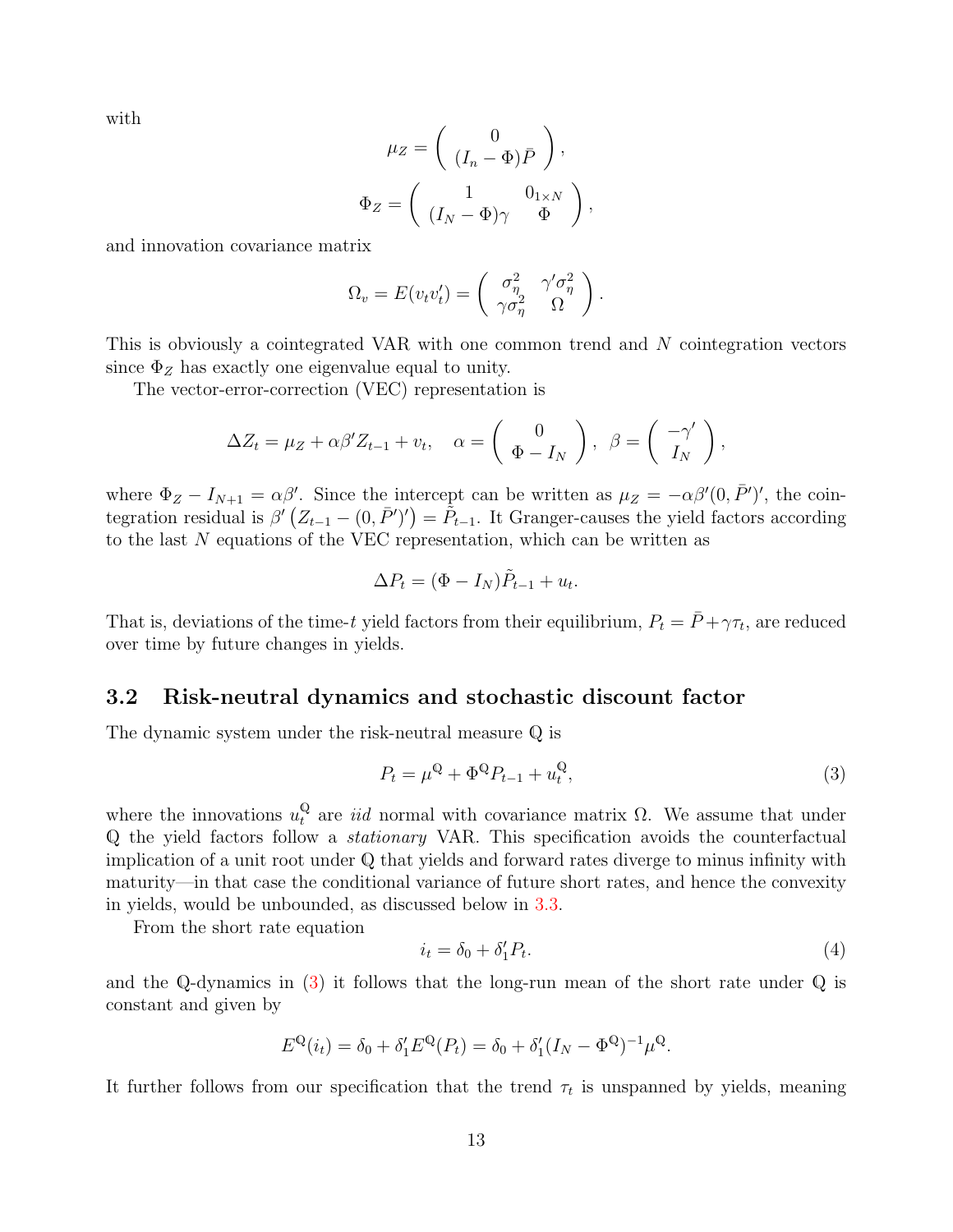with

$$\mu_Z = \begin{pmatrix} 0 \\ (I_n - \Phi)\bar{P} \end{pmatrix},$$

$$\Phi_Z = \begin{pmatrix} 1 & 0_{1\times N} \\ (I_N - \Phi)\gamma & \Phi \end{pmatrix},$$

and innovation covariance matrix

$$\Omega_v = E(v_t v_t') = \begin{pmatrix} \sigma_\eta^2 & \gamma'\sigma_\eta^2 \\ \gamma\sigma_\eta^2 & \Omega \end{pmatrix}.$$

This is obviously a cointegrated VAR with one common trend and $N$ cointegration vectors since $\Phi_Z$ has exactly one eigenvalue equal to unity.

The vector-error-correction (VEC) representation is

$$\Delta Z_t = \mu_Z + \alpha\beta' Z_{t-1} + v_t, \quad \alpha = \begin{pmatrix} 0 \\ \Phi - I_N \end{pmatrix}, \ \beta = \begin{pmatrix} -\gamma' \\ I_N \end{pmatrix},$$

where $\Phi_Z - I_{N+1} = \alpha\beta'$. Since the intercept can be written as $\mu_Z = -\alpha\beta'(0, \bar{P}')'$, the cointegration residual is $\beta'\left(Z_{t-1} - (0, \bar{P}')'\right) = \tilde{P}_{t-1}$. It Granger-causes the yield factors according to the last $N$ equations of the VEC representation, which can be written as

$$\Delta P_t = (\Phi - I_N)\tilde{P}_{t-1} + u_t.$$

That is, deviations of the time-$t$ yield factors from their equilibrium, $P_t = \bar{P} + \gamma\tau_t$, are reduced over time by future changes in yields.

## 3.2 Risk-neutral dynamics and stochastic discount factor

The dynamic system under the risk-neutral measure $\mathbb{Q}$ is

$$P_t = \mu^{\mathbb{Q}} + \Phi^{\mathbb{Q}} P_{t-1} + u_t^{\mathbb{Q}}, \tag{3}$$

where the innovations $u_t^{\mathbb{Q}}$ are *iid* normal with covariance matrix $\Omega$. We assume that under $\mathbb{Q}$ the yield factors follow a *stationary* VAR. This specification avoids the counterfactual implication of a unit root under $\mathbb{Q}$ that yields and forward rates diverge to minus infinity with maturity—in that case the conditional variance of future short rates, and hence the convexity in yields, would be unbounded, as discussed below in 3.3.

From the short rate equation

$$i_t = \delta_0 + \delta_1' P_t. \tag{4}$$

and the $\mathbb{Q}$-dynamics in (3) it follows that the long-run mean of the short rate under $\mathbb{Q}$ is constant and given by

$$E^{\mathbb{Q}}(i_t) = \delta_0 + \delta_1' E^{\mathbb{Q}}(P_t) = \delta_0 + \delta_1'(I_N - \Phi^{\mathbb{Q}})^{-1}\mu^{\mathbb{Q}}.$$

It further follows from our specification that the trend $\tau_t$ is unspanned by yields, meaning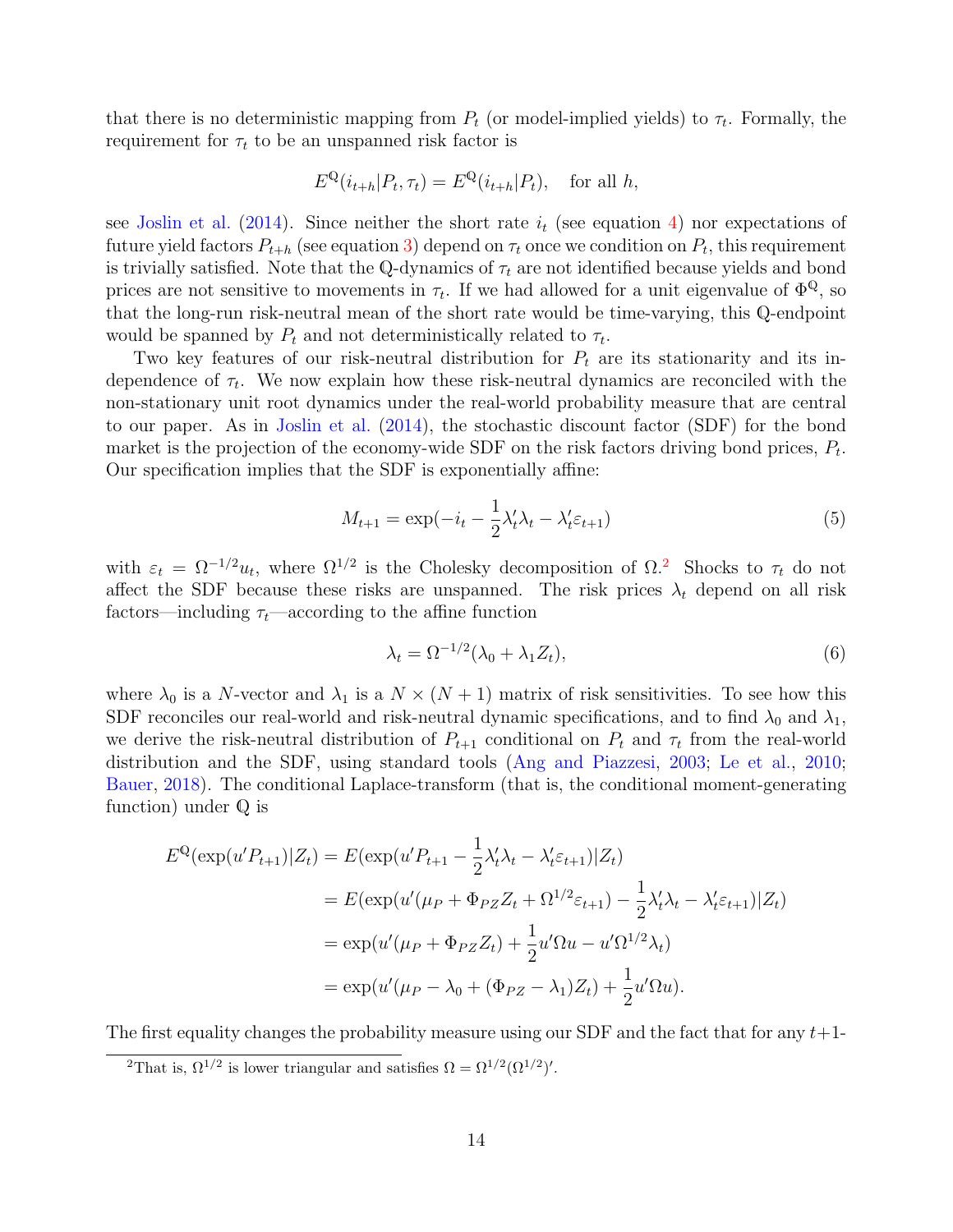that there is no deterministic mapping from $P_t$ (or model-implied yields) to $\tau_t$. Formally, the requirement for $\tau_t$ to be an unspanned risk factor is

$$E^{\mathbb{Q}}(i_{t+h}|P_t, \tau_t) = E^{\mathbb{Q}}(i_{t+h}|P_t), \quad \text{for all } h,$$

see Joslin et al. (2014). Since neither the short rate $i_t$ (see equation 4) nor expectations of future yield factors $P_{t+h}$ (see equation 3) depend on $\tau_t$ once we condition on $P_t$, this requirement is trivially satisfied. Note that the $\mathbb{Q}$-dynamics of $\tau_t$ are not identified because yields and bond prices are not sensitive to movements in $\tau_t$. If we had allowed for a unit eigenvalue of $\Phi^{\mathbb{Q}}$, so that the long-run risk-neutral mean of the short rate would be time-varying, this $\mathbb{Q}$-endpoint would be spanned by $P_t$ and not deterministically related to $\tau_t$.

Two key features of our risk-neutral distribution for $P_t$ are its stationarity and its independence of $\tau_t$. We now explain how these risk-neutral dynamics are reconciled with the non-stationary unit root dynamics under the real-world probability measure that are central to our paper. As in Joslin et al. (2014), the stochastic discount factor (SDF) for the bond market is the projection of the economy-wide SDF on the risk factors driving bond prices, $P_t$. Our specification implies that the SDF is exponentially affine:

$$M_{t+1} = \exp(-i_t - \frac{1}{2}\lambda_t'\lambda_t - \lambda_t'\varepsilon_{t+1}) \tag{5}$$

with $\varepsilon_t = \Omega^{-1/2}u_t$, where $\Omega^{1/2}$ is the Cholesky decomposition of $\Omega$.[2] Shocks to $\tau_t$ do not affect the SDF because these risks are unspanned. The risk prices $\lambda_t$ depend on all risk factors—including $\tau_t$—according to the affine function

$$\lambda_t = \Omega^{-1/2}(\lambda_0 + \lambda_1 Z_t), \tag{6}$$

where $\lambda_0$ is a $N$-vector and $\lambda_1$ is a $N \times (N+1)$ matrix of risk sensitivities. To see how this SDF reconciles our real-world and risk-neutral dynamic specifications, and to find $\lambda_0$ and $\lambda_1$, we derive the risk-neutral distribution of $P_{t+1}$ conditional on $P_t$ and $\tau_t$ from the real-world distribution and the SDF, using standard tools (Ang and Piazzesi, 2003; Le et al., 2010; Bauer, 2018). The conditional Laplace-transform (that is, the conditional moment-generating function) under $\mathbb{Q}$ is

$$\begin{aligned}
E^{\mathbb{Q}}(\exp(u'P_{t+1})|Z_t) &= E(\exp(u'P_{t+1} - \frac{1}{2}\lambda_t'\lambda_t - \lambda_t'\varepsilon_{t+1})|Z_t) \\
&= E(\exp(u'(\mu_P + \Phi_{PZ}Z_t + \Omega^{1/2}\varepsilon_{t+1}) - \frac{1}{2}\lambda_t'\lambda_t - \lambda_t'\varepsilon_{t+1})|Z_t) \\
&= \exp(u'(\mu_P + \Phi_{PZ}Z_t) + \frac{1}{2}u'\Omega u - u'\Omega^{1/2}\lambda_t) \\
&= \exp(u'(\mu_P - \lambda_0 + (\Phi_{PZ} - \lambda_1)Z_t) + \frac{1}{2}u'\Omega u).
\end{aligned}$$

The first equality changes the probability measure using our SDF and the fact that for any $t+1$-

[2] That is, $\Omega^{1/2}$ is lower triangular and satisfies $\Omega = \Omega^{1/2}(\Omega^{1/2})'$.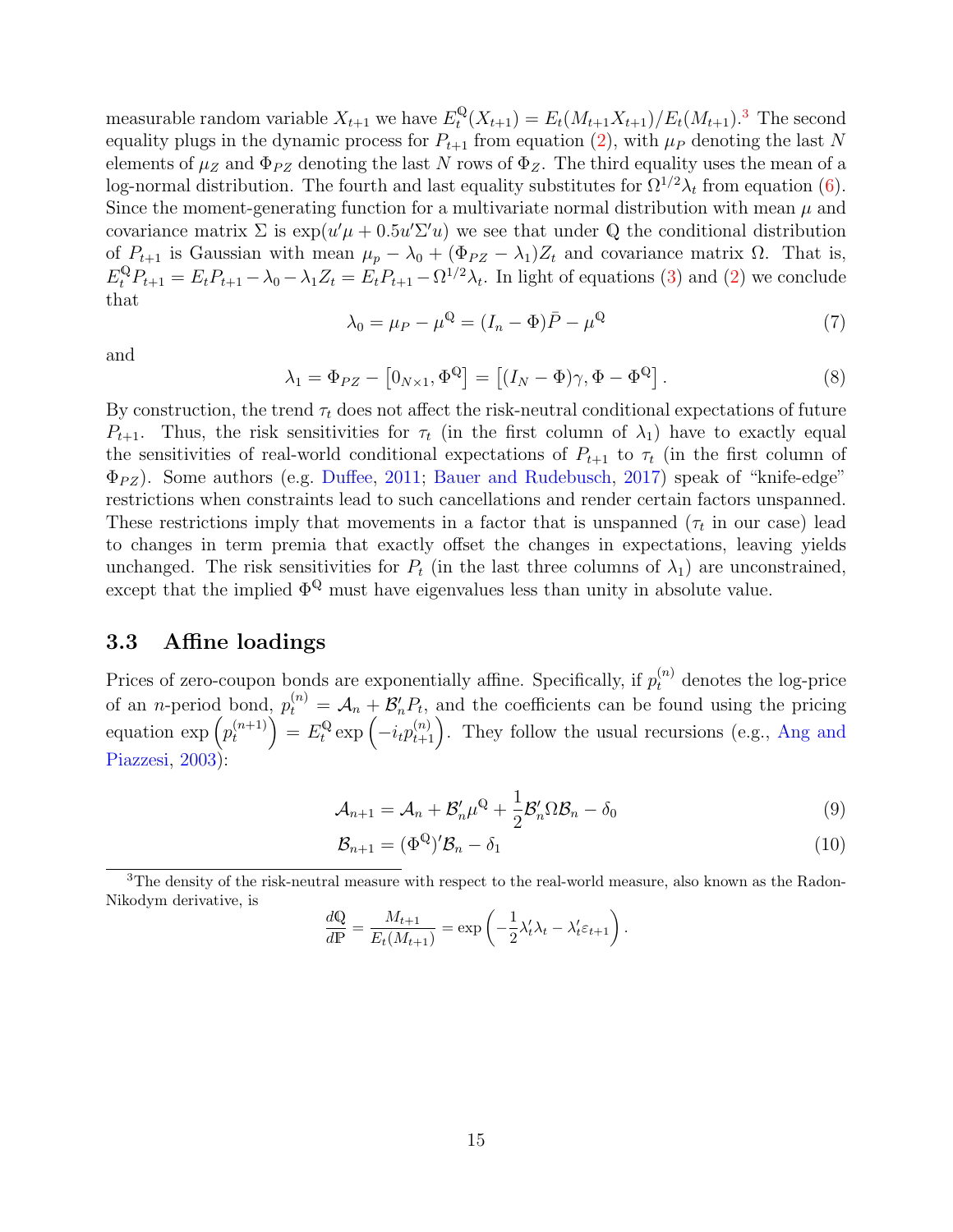measurable random variable $X_{t+1}$ we have $E_t^{\mathbb{Q}}(X_{t+1}) = E_t(M_{t+1}X_{t+1})/E_t(M_{t+1})$.[3] The second equality plugs in the dynamic process for $P_{t+1}$ from equation (2), with $\mu_P$ denoting the last $N$ elements of $\mu_Z$ and $\Phi_{PZ}$ denoting the last $N$ rows of $\Phi_Z$. The third equality uses the mean of a log-normal distribution. The fourth and last equality substitutes for $\Omega^{1/2}\lambda_t$ from equation (6). Since the moment-generating function for a multivariate normal distribution with mean $\mu$ and covariance matrix $\Sigma$ is $\exp(u'\mu + 0.5u'\Sigma' u)$ we see that under $\mathbb{Q}$ the conditional distribution of $P_{t+1}$ is Gaussian with mean $\mu_p - \lambda_0 + (\Phi_{PZ} - \lambda_1)Z_t$ and covariance matrix $\Omega$. That is, $E_t^{\mathbb{Q}} P_{t+1} = E_t P_{t+1} - \lambda_0 - \lambda_1 Z_t = E_t P_{t+1} - \Omega^{1/2}\lambda_t$. In light of equations (3) and (2) we conclude that

$$\lambda_0 = \mu_P - \mu^{\mathbb{Q}} = (I_n - \Phi)\bar{P} - \mu^{\mathbb{Q}} \tag{7}$$

and

$$\lambda_1 = \Phi_{PZ} - \left[0_{N\times 1}, \Phi^{\mathbb{Q}}\right] = \left[(I_N - \Phi)\gamma, \Phi - \Phi^{\mathbb{Q}}\right]. \tag{8}$$

By construction, the trend $\tau_t$ does not affect the risk-neutral conditional expectations of future $P_{t+1}$. Thus, the risk sensitivities for $\tau_t$ (in the first column of $\lambda_1$) have to exactly equal the sensitivities of real-world conditional expectations of $P_{t+1}$ to $\tau_t$ (in the first column of $\Phi_{PZ}$). Some authors (e.g. Duffee, 2011; Bauer and Rudebusch, 2017) speak of "knife-edge" restrictions when constraints lead to such cancellations and render certain factors unspanned. These restrictions imply that movements in a factor that is unspanned ($\tau_t$ in our case) lead to changes in term premia that exactly offset the changes in expectations, leaving yields unchanged. The risk sensitivities for $P_t$ (in the last three columns of $\lambda_1$) are unconstrained, except that the implied $\Phi^{\mathbb{Q}}$ must have eigenvalues less than unity in absolute value.

### 3.3 Affine loadings

Prices of zero-coupon bonds are exponentially affine. Specifically, if $p_t^{(n)}$ denotes the log-price of an $n$-period bond, $p_t^{(n)} = \mathcal{A}_n + \mathcal{B}_n' P_t$, and the coefficients can be found using the pricing equation $\exp\left(p_t^{(n+1)}\right) = E_t^{\mathbb{Q}} \exp\left(-i_t p_{t+1}^{(n)}\right)$. They follow the usual recursions (e.g., Ang and Piazzesi, 2003):

$$\mathcal{A}_{n+1} = \mathcal{A}_n + \mathcal{B}_n'\mu^{\mathbb{Q}} + \frac{1}{2}\mathcal{B}_n'\Omega\mathcal{B}_n - \delta_0 \tag{9}$$

$$\mathcal{B}_{n+1} = (\Phi^{\mathbb{Q}})'\mathcal{B}_n - \delta_1 \tag{10}$$

[3] The density of the risk-neutral measure with respect to the real-world measure, also known as the Radon-Nikodym derivative, is

$$\frac{d\mathbb{Q}}{d\mathbb{P}} = \frac{M_{t+1}}{E_t(M_{t+1})} = \exp\left(-\frac{1}{2}\lambda_t'\lambda_t - \lambda_t'\varepsilon_{t+1}\right).$$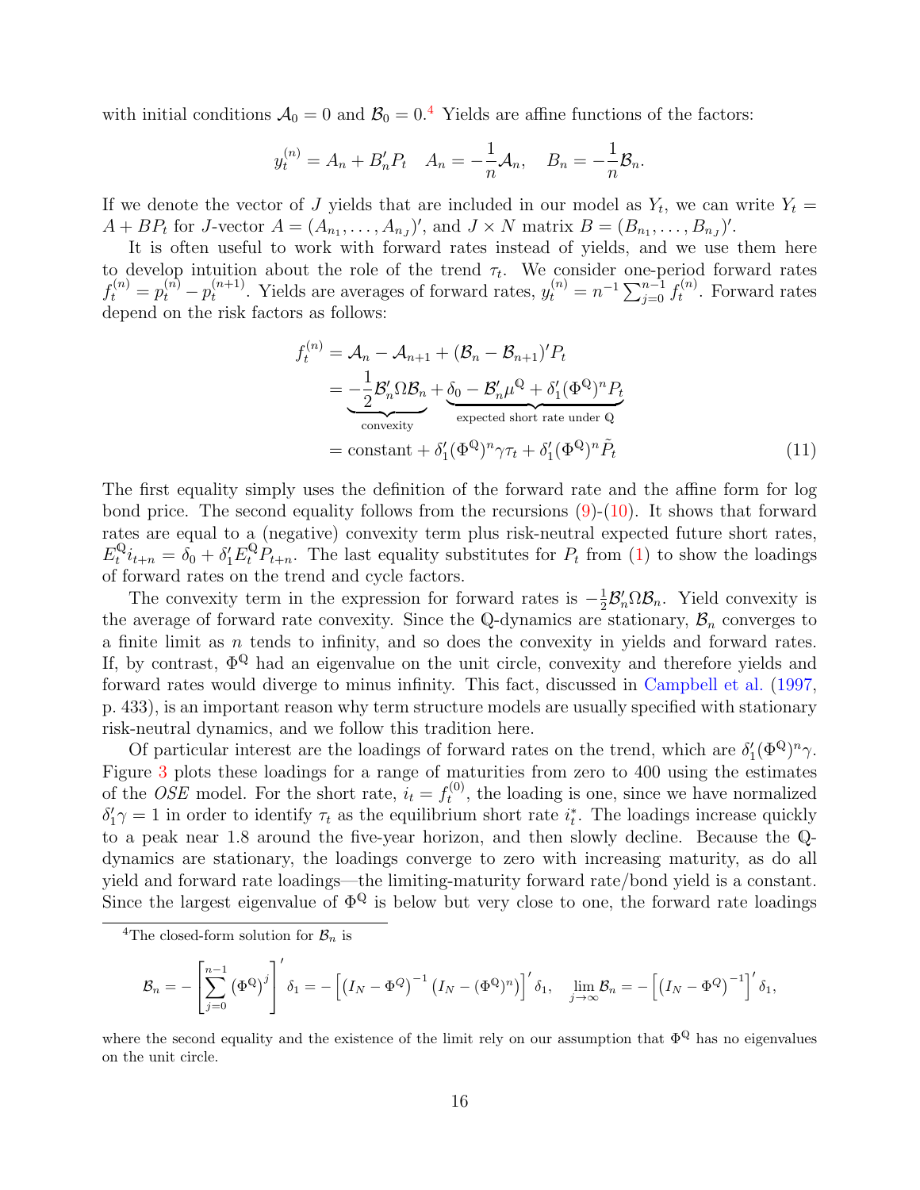with initial conditions $\mathcal{A}_0 = 0$ and $\mathcal{B}_0 = 0$.[4] Yields are affine functions of the factors:

$$y_t^{(n)} = A_n + B_n' P_t \quad A_n = -\frac{1}{n}\mathcal{A}_n, \quad B_n = -\frac{1}{n}\mathcal{B}_n.$$

If we denote the vector of $J$ yields that are included in our model as $Y_t$, we can write $Y_t = A + BP_t$ for $J$-vector $A = (A_{n_1}, \dots, A_{n_J})'$, and $J \times N$ matrix $B = (B_{n_1}, \dots, B_{n_J})'$.

It is often useful to work with forward rates instead of yields, and we use them here to develop intuition about the role of the trend $\tau_t$. We consider one-period forward rates $f_t^{(n)} = p_t^{(n)} - p_t^{(n+1)}$. Yields are averages of forward rates, $y_t^{(n)} = n^{-1}\sum_{j=0}^{n-1} f_t^{(n)}$. Forward rates depend on the risk factors as follows:

$$\begin{aligned} f_t^{(n)} &= \mathcal{A}_n - \mathcal{A}_{n+1} + (\mathcal{B}_n - \mathcal{B}_{n+1})' P_t \\ &= \underbrace{-\frac{1}{2}\mathcal{B}_n' \Omega \mathcal{B}_n}_{\text{convexity}} + \underbrace{\delta_0 - \mathcal{B}_n' \mu^{\mathbb{Q}} + \delta_1' (\Phi^{\mathbb{Q}})^n P_t}_{\text{expected short rate under } \mathbb{Q}} \\ &= \text{constant} + \delta_1' (\Phi^{\mathbb{Q}})^n \gamma \tau_t + \delta_1' (\Phi^{\mathbb{Q}})^n \tilde{P}_t \end{aligned} \tag{11}$$

The first equality simply uses the definition of the forward rate and the affine form for log bond price. The second equality follows from the recursions (9)-(10). It shows that forward rates are equal to a (negative) convexity term plus risk-neutral expected future short rates, $E_t^{\mathbb{Q}} i_{t+n} = \delta_0 + \delta_1' E_t^{\mathbb{Q}} P_{t+n}$. The last equality substitutes for $P_t$ from (1) to show the loadings of forward rates on the trend and cycle factors.

The convexity term in the expression for forward rates is $-\frac{1}{2}\mathcal{B}_n' \Omega \mathcal{B}_n$. Yield convexity is the average of forward rate convexity. Since the $\mathbb{Q}$-dynamics are stationary, $\mathcal{B}_n$ converges to a finite limit as $n$ tends to infinity, and so does the convexity in yields and forward rates. If, by contrast, $\Phi^{\mathbb{Q}}$ had an eigenvalue on the unit circle, convexity and therefore yields and forward rates would diverge to minus infinity. This fact, discussed in Campbell et al. (1997, p. 433), is an important reason why term structure models are usually specified with stationary risk-neutral dynamics, and we follow this tradition here.

Of particular interest are the loadings of forward rates on the trend, which are $\delta_1' (\Phi^{\mathbb{Q}})^n \gamma$. Figure 3 plots these loadings for a range of maturities from zero to 400 using the estimates of the *OSE* model. For the short rate, $i_t = f_t^{(0)}$, the loading is one, since we have normalized $\delta_1' \gamma = 1$ in order to identify $\tau_t$ as the equilibrium short rate $i_t^*$. The loadings increase quickly to a peak near 1.8 around the five-year horizon, and then slowly decline. Because the $\mathbb{Q}$-dynamics are stationary, the loadings converge to zero with increasing maturity, as do all yield and forward rate loadings—the limiting-maturity forward rate/bond yield is a constant. Since the largest eigenvalue of $\Phi^{\mathbb{Q}}$ is below but very close to one, the forward rate loadings

[4] The closed-form solution for $\mathcal{B}_n$ is

$$\mathcal{B}_n = -\left[\sum_{j=0}^{n-1} \left(\Phi^{\mathbb{Q}}\right)^j\right]' \delta_1 = -\left[\left(I_N - \Phi^{\mathbb{Q}}\right)^{-1}\left(I_N - (\Phi^{\mathbb{Q}})^n\right)\right]' \delta_1, \quad \lim_{j\to\infty} \mathcal{B}_n = -\left[\left(I_N - \Phi^{\mathbb{Q}}\right)^{-1}\right]' \delta_1,$$

where the second equality and the existence of the limit rely on our assumption that $\Phi^{\mathbb{Q}}$ has no eigenvalues on the unit circle.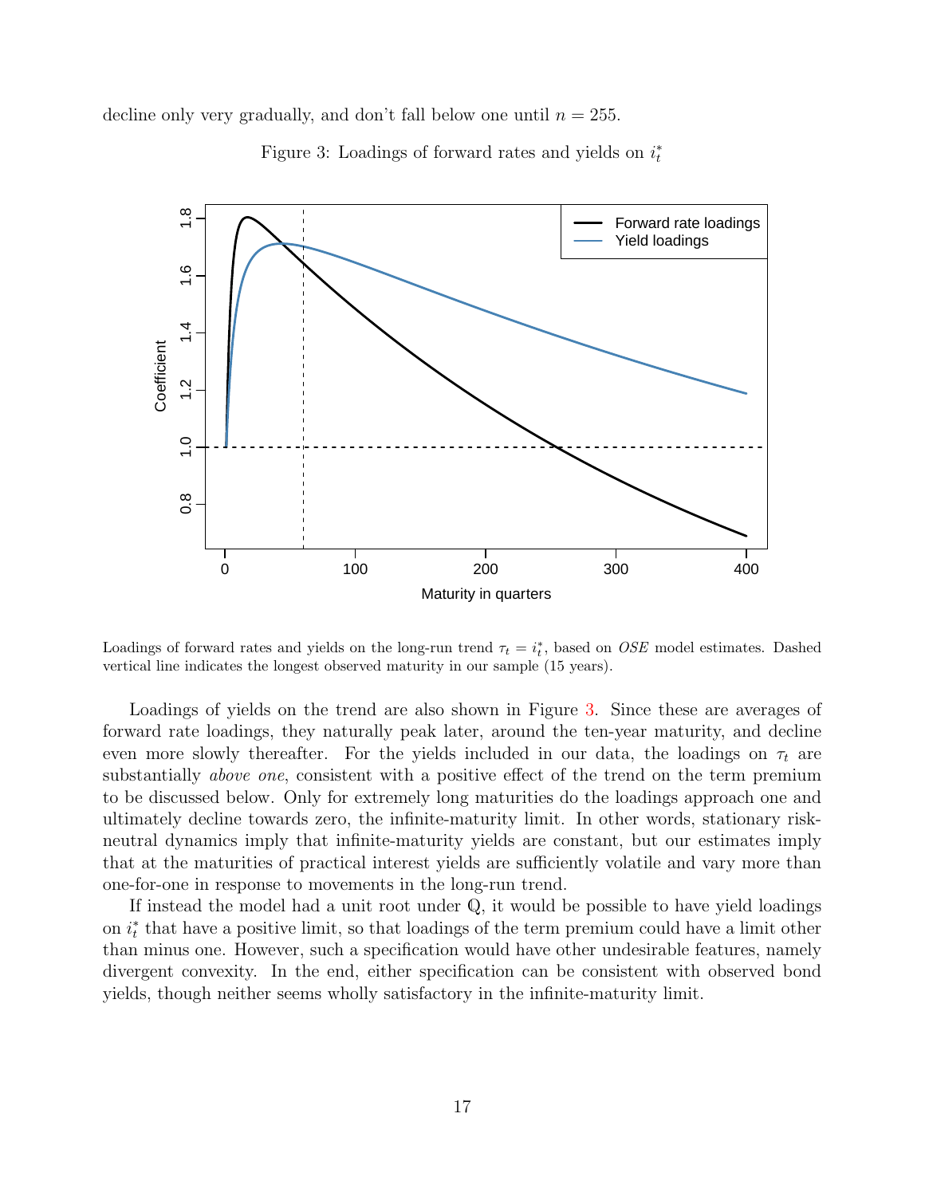decline only very gradually, and don't fall below one until $n = 255$.

Figure 3: Loadings of forward rates and yields on $i_t^*$

Loadings of forward rates and yields on the long-run trend $\tau_t = i_t^*$, based on *OSE* model estimates. Dashed vertical line indicates the longest observed maturity in our sample (15 years).

Loadings of yields on the trend are also shown in Figure 3. Since these are averages of forward rate loadings, they naturally peak later, around the ten-year maturity, and decline even more slowly thereafter. For the yields included in our data, the loadings on $\tau_t$ are substantially *above one*, consistent with a positive effect of the trend on the term premium to be discussed below. Only for extremely long maturities do the loadings approach one and ultimately decline towards zero, the infinite-maturity limit. In other words, stationary risk-neutral dynamics imply that infinite-maturity yields are constant, but our estimates imply that at the maturities of practical interest yields are sufficiently volatile and vary more than one-for-one in response to movements in the long-run trend.

If instead the model had a unit root under $\mathbb{Q}$, it would be possible to have yield loadings on $i_t^*$ that have a positive limit, so that loadings of the term premium could have a limit other than minus one. However, such a specification would have other undesirable features, namely divergent convexity. In the end, either specification can be consistent with observed bond yields, though neither seems wholly satisfactory in the infinite-maturity limit.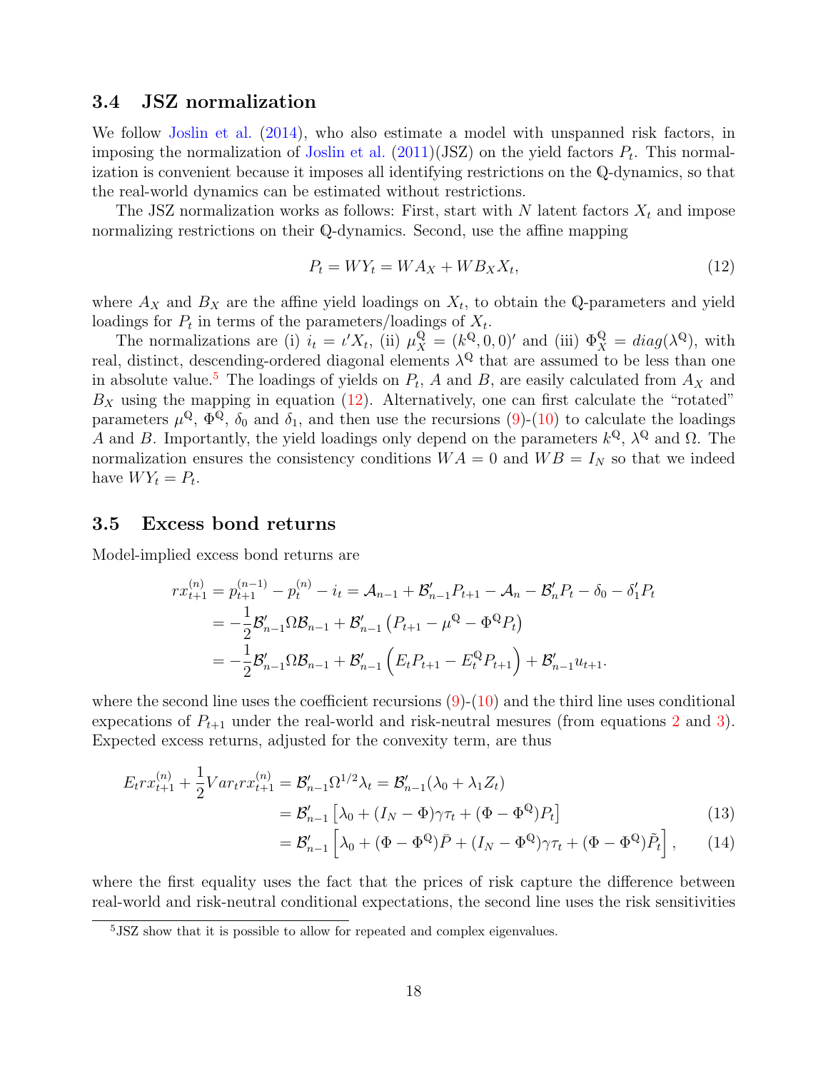### 3.4 JSZ normalization

We follow Joslin et al. (2014), who also estimate a model with unspanned risk factors, in imposing the normalization of Joslin et al. (2011)(JSZ) on the yield factors $P_t$. This normalization is convenient because it imposes all identifying restrictions on the $\mathbb{Q}$-dynamics, so that the real-world dynamics can be estimated without restrictions.

The JSZ normalization works as follows: First, start with $N$ latent factors $X_t$ and impose normalizing restrictions on their $\mathbb{Q}$-dynamics. Second, use the affine mapping

$$P_t = WY_t = WA_X + WB_X X_t, \tag{12}$$

where $A_X$ and $B_X$ are the affine yield loadings on $X_t$, to obtain the $\mathbb{Q}$-parameters and yield loadings for $P_t$ in terms of the parameters/loadings of $X_t$.

The normalizations are (i) $i_t = \iota' X_t$, (ii) $\mu_X^{\mathbb{Q}} = (k^{\mathbb{Q}}, 0, 0)'$ and (iii) $\Phi_X^{\mathbb{Q}} = diag(\lambda^{\mathbb{Q}})$, with real, distinct, descending-ordered diagonal elements $\lambda^{\mathbb{Q}}$ that are assumed to be less than one in absolute value.[5] The loadings of yields on $P_t$, $A$ and $B$, are easily calculated from $A_X$ and $B_X$ using the mapping in equation (12). Alternatively, one can first calculate the "rotated" parameters $\mu^{\mathbb{Q}}$, $\Phi^{\mathbb{Q}}$, $\delta_0$ and $\delta_1$, and then use the recursions (9)-(10) to calculate the loadings $A$ and $B$. Importantly, the yield loadings only depend on the parameters $k^{\mathbb{Q}}$, $\lambda^{\mathbb{Q}}$ and $\Omega$. The normalization ensures the consistency conditions $WA = 0$ and $WB = I_N$ so that we indeed have $WY_t = P_t$.

### 3.5 Excess bond returns

Model-implied excess bond returns are

$$\begin{aligned}
rx_{t+1}^{(n)} = p_{t+1}^{(n-1)} - p_t^{(n)} - i_t &= \mathcal{A}_{n-1} + \mathcal{B}_{n-1}' P_{t+1} - \mathcal{A}_n - \mathcal{B}_n' P_t - \delta_0 - \delta_1' P_t \\
&= -\frac{1}{2}\mathcal{B}_{n-1}'\Omega\mathcal{B}_{n-1} + \mathcal{B}_{n-1}'\left(P_{t+1} - \mu^{\mathbb{Q}} - \Phi^{\mathbb{Q}} P_t\right) \\
&= -\frac{1}{2}\mathcal{B}_{n-1}'\Omega\mathcal{B}_{n-1} + \mathcal{B}_{n-1}'\left(E_t P_{t+1} - E_t^{\mathbb{Q}} P_{t+1}\right) + \mathcal{B}_{n-1}' u_{t+1}.
\end{aligned}$$

where the second line uses the coefficient recursions (9)-(10) and the third line uses conditional expecations of $P_{t+1}$ under the real-world and risk-neutral mesures (from equations 2 and 3). Expected excess returns, adjusted for the convexity term, are thus

$$\begin{aligned}
E_t rx_{t+1}^{(n)} + \frac{1}{2}Var_t rx_{t+1}^{(n)} &= \mathcal{B}_{n-1}'\Omega^{1/2}\lambda_t = \mathcal{B}_{n-1}'(\lambda_0 + \lambda_1 Z_t) \\
&= \mathcal{B}_{n-1}'\left[\lambda_0 + (I_N - \Phi)\gamma\tau_t + (\Phi - \Phi^{\mathbb{Q}})P_t\right] \qquad (13)\\
&= \mathcal{B}_{n-1}'\left[\lambda_0 + (\Phi - \Phi^{\mathbb{Q}})\bar{P} + (I_N - \Phi^{\mathbb{Q}})\gamma\tau_t + (\Phi - \Phi^{\mathbb{Q}})\tilde{P}_t\right], \qquad (14)
\end{aligned}$$

where the first equality uses the fact that the prices of risk capture the difference between real-world and risk-neutral conditional expectations, the second line uses the risk sensitivities

[5] JSZ show that it is possible to allow for repeated and complex eigenvalues.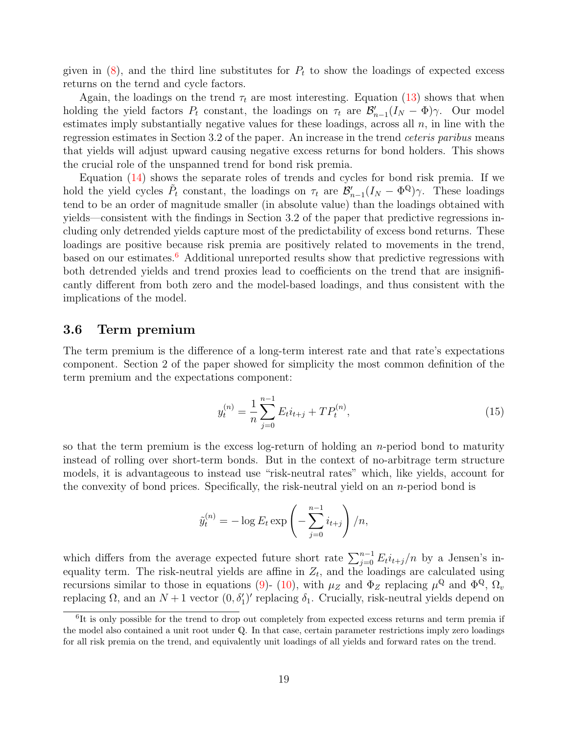given in (8), and the third line substitutes for $P_t$ to show the loadings of expected excess returns on the ternd and cycle factors.

Again, the loadings on the trend $\tau_t$ are most interesting. Equation (13) shows that when holding the yield factors $P_t$ constant, the loadings on $\tau_t$ are $\mathcal{B}'_{n-1}(I_N - \Phi)\gamma$. Our model estimates imply substantially negative values for these loadings, across all $n$, in line with the regression estimates in Section 3.2 of the paper. An increase in the trend *ceteris paribus* means that yields will adjust upward causing negative excess returns for bond holders. This shows the crucial role of the unspanned trend for bond risk premia.

Equation (14) shows the separate roles of trends and cycles for bond risk premia. If we hold the yield cycles $\tilde{P}_t$ constant, the loadings on $\tau_t$ are $\mathcal{B}'_{n-1}(I_N - \Phi^{\mathbb{Q}})\gamma$. These loadings tend to be an order of magnitude smaller (in absolute value) than the loadings obtained with yields—consistent with the findings in Section 3.2 of the paper that predictive regressions including only detrended yields capture most of the predictability of excess bond returns. These loadings are positive because risk premia are positively related to movements in the trend, based on our estimates.[6] Additional unreported results show that predictive regressions with both detrended yields and trend proxies lead to coefficients on the trend that are insignificantly different from both zero and the model-based loadings, and thus consistent with the implications of the model.

### 3.6 Term premium

The term premium is the difference of a long-term interest rate and that rate's expectations component. Section 2 of the paper showed for simplicity the most common definition of the term premium and the expectations component:

$$y_t^{(n)} = \frac{1}{n}\sum_{j=0}^{n-1} E_t i_{t+j} + TP_t^{(n)}, \tag{15}$$

so that the term premium is the excess log-return of holding an $n$-period bond to maturity instead of rolling over short-term bonds. But in the context of no-arbitrage term structure models, it is advantageous to instead use "risk-neutral rates" which, like yields, account for the convexity of bond prices. Specifically, the risk-neutral yield on an $n$-period bond is

$$\tilde{y}_t^{(n)} = -\log E_t \exp\left(-\sum_{j=0}^{n-1} i_{t+j}\right)/n,$$

which differs from the average expected future short rate $\sum_{j=0}^{n-1} E_t i_{t+j}/n$ by a Jensen's inequality term. The risk-neutral yields are affine in $Z_t$, and the loadings are calculated using recursions similar to those in equations (9)- (10), with $\mu_Z$ and $\Phi_Z$ replacing $\mu^{\mathbb{Q}}$ and $\Phi^{\mathbb{Q}}$, $\Omega_v$ replacing $\Omega$, and an $N+1$ vector $(0, \delta_1')'$ replacing $\delta_1$. Crucially, risk-neutral yields depend on

[6] It is only possible for the trend to drop out completely from expected excess returns and term premia if the model also contained a unit root under $\mathbb{Q}$. In that case, certain parameter restrictions imply zero loadings for all risk premia on the trend, and equivalently unit loadings of all yields and forward rates on the trend.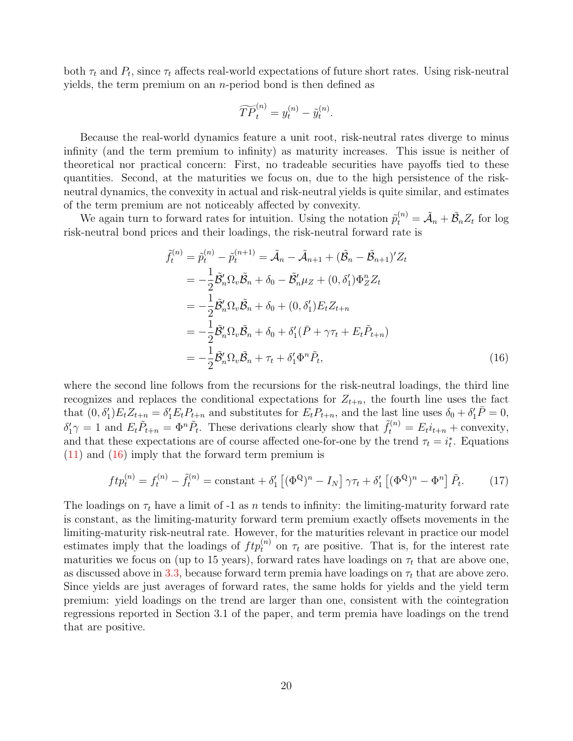both $\tau_t$ and $P_t$, since $\tau_t$ affects real-world expectations of future short rates. Using risk-neutral yields, the term premium on an $n$-period bond is then defined as

$$\widetilde{TP}_t^{(n)} = y_t^{(n)} - \tilde{y}_t^{(n)}.$$

Because the real-world dynamics feature a unit root, risk-neutral rates diverge to minus infinity (and the term premium to infinity) as maturity increases. This issue is neither of theoretical nor practical concern: First, no tradeable securities have payoffs tied to these quantities. Second, at the maturities we focus on, due to the high persistence of the risk-neutral dynamics, the convexity in actual and risk-neutral yields is quite similar, and estimates of the term premium are not noticeably affected by convexity.

We again turn to forward rates for intuition. Using the notation $\tilde{p}_t^{(n)} = \tilde{\mathcal{A}}_n + \tilde{\mathcal{B}}_n Z_t$ for log risk-neutral bond prices and their loadings, the risk-neutral forward rate is

$$\begin{aligned}
\tilde{f}_t^{(n)} = \tilde{p}_t^{(n)} - \tilde{p}_t^{(n+1)} &= \tilde{\mathcal{A}}_n - \tilde{\mathcal{A}}_{n+1} + (\tilde{\mathcal{B}}_n - \tilde{\mathcal{B}}_{n+1})' Z_t \\
&= -\frac{1}{2}\tilde{\mathcal{B}}_n' \Omega_v \tilde{\mathcal{B}}_n + \delta_0 - \tilde{\mathcal{B}}_n' \mu_Z + (0, \delta_1') \Phi_Z^n Z_t \\
&= -\frac{1}{2}\tilde{\mathcal{B}}_n' \Omega_v \tilde{\mathcal{B}}_n + \delta_0 + (0, \delta_1') E_t Z_{t+n} \\
&= -\frac{1}{2}\tilde{\mathcal{B}}_n' \Omega_v \tilde{\mathcal{B}}_n + \delta_0 + \delta_1'(\bar{P} + \gamma \tau_t + E_t \tilde{P}_{t+n}) \\
&= -\frac{1}{2}\tilde{\mathcal{B}}_n' \Omega_v \tilde{\mathcal{B}}_n + \tau_t + \delta_1' \Phi^n \tilde{P}_t,
\end{aligned} \tag{16}$$

where the second line follows from the recursions for the risk-neutral loadings, the third line recognizes and replaces the conditional expectations for $Z_{t+n}$, the fourth line uses the fact that $(0, \delta_1')E_t Z_{t+n} = \delta_1' E_t P_{t+n}$ and substitutes for $E_t P_{t+n}$, and the last line uses $\delta_0 + \delta_1' \bar{P} = 0$, $\delta_1' \gamma = 1$ and $E_t \tilde{P}_{t+n} = \Phi^n \tilde{P}_t$. These derivations clearly show that $\tilde{f}_t^{(n)} = E_t i_{t+n} + \text{convexity}$, and that these expectations are of course affected one-for-one by the trend $\tau_t = i_t^*$. Equations (11) and (16) imply that the forward term premium is

$$ftp_t^{(n)} = f_t^{(n)} - \tilde{f}_t^{(n)} = \text{constant} + \delta_1' \left[ (\Phi^{\mathbb{Q}})^n - I_N \right] \gamma \tau_t + \delta_1' \left[ (\Phi^{\mathbb{Q}})^n - \Phi^n \right] \tilde{P}_t. \tag{17}$$

The loadings on $\tau_t$ have a limit of -1 as $n$ tends to infinity: the limiting-maturity forward rate is constant, as the limiting-maturity forward term premium exactly offsets movements in the limiting-maturity risk-neutral rate. However, for the maturities relevant in practice our model estimates imply that the loadings of $ftp_t^{(n)}$ on $\tau_t$ are positive. That is, for the interest rate maturities we focus on (up to 15 years), forward rates have loadings on $\tau_t$ that are above one, as discussed above in 3.3, because forward term premia have loadings on $\tau_t$ that are above zero. Since yields are just averages of forward rates, the same holds for yields and the yield term premium: yield loadings on the trend are larger than one, consistent with the cointegration regressions reported in Section 3.1 of the paper, and term premia have loadings on the trend that are positive.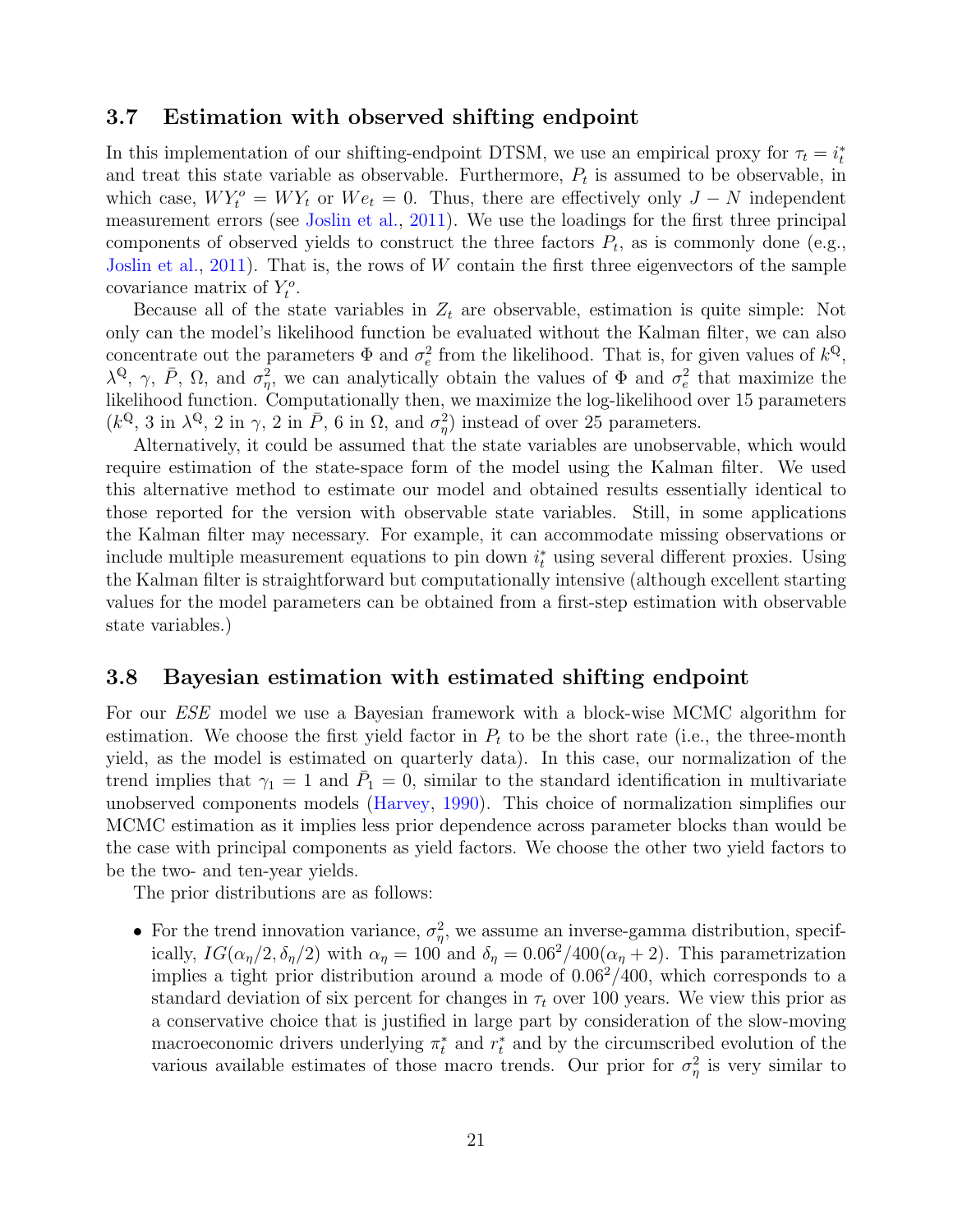### 3.7 Estimation with observed shifting endpoint

In this implementation of our shifting-endpoint DTSM, we use an empirical proxy for $\tau_t = i^*_t$ and treat this state variable as observable. Furthermore, $P_t$ is assumed to be observable, in which case, $WY^o_t = WY_t$ or $We_t = 0$. Thus, there are effectively only $J - N$ independent measurement errors (see Joslin et al., 2011). We use the loadings for the first three principal components of observed yields to construct the three factors $P_t$, as is commonly done (e.g., Joslin et al., 2011). That is, the rows of $W$ contain the first three eigenvectors of the sample covariance matrix of $Y^o_t$.

Because all of the state variables in $Z_t$ are observable, estimation is quite simple: Not only can the model's likelihood function be evaluated without the Kalman filter, we can also concentrate out the parameters $\Phi$ and $\sigma^2_e$ from the likelihood. That is, for given values of $k^{\mathbb{Q}}$, $\lambda^{\mathbb{Q}}$, $\gamma$, $\bar{P}$, $\Omega$, and $\sigma^2_\eta$, we can analytically obtain the values of $\Phi$ and $\sigma^2_e$ that maximize the likelihood function. Computationally then, we maximize the log-likelihood over 15 parameters ($k^{\mathbb{Q}}$, 3 in $\lambda^{\mathbb{Q}}$, 2 in $\gamma$, 2 in $\bar{P}$, 6 in $\Omega$, and $\sigma^2_\eta$) instead of over 25 parameters.

Alternatively, it could be assumed that the state variables are unobservable, which would require estimation of the state-space form of the model using the Kalman filter. We used this alternative method to estimate our model and obtained results essentially identical to those reported for the version with observable state variables. Still, in some applications the Kalman filter may necessary. For example, it can accommodate missing observations or include multiple measurement equations to pin down $i^*_t$ using several different proxies. Using the Kalman filter is straightforward but computationally intensive (although excellent starting values for the model parameters can be obtained from a first-step estimation with observable state variables.)

### 3.8 Bayesian estimation with estimated shifting endpoint

For our *ESE* model we use a Bayesian framework with a block-wise MCMC algorithm for estimation. We choose the first yield factor in $P_t$ to be the short rate (i.e., the three-month yield, as the model is estimated on quarterly data). In this case, our normalization of the trend implies that $\gamma_1 = 1$ and $\bar{P}_1 = 0$, similar to the standard identification in multivariate unobserved components models (Harvey, 1990). This choice of normalization simplifies our MCMC estimation as it implies less prior dependence across parameter blocks than would be the case with principal components as yield factors. We choose the other two yield factors to be the two- and ten-year yields.

The prior distributions are as follows:

- For the trend innovation variance, $\sigma^2_\eta$, we assume an inverse-gamma distribution, specifically, $IG(\alpha_\eta/2, \delta_\eta/2)$ with $\alpha_\eta = 100$ and $\delta_\eta = 0.06^2/400(\alpha_\eta + 2)$. This parametrization implies a tight prior distribution around a mode of $0.06^2/400$, which corresponds to a standard deviation of six percent for changes in $\tau_t$ over 100 years. We view this prior as a conservative choice that is justified in large part by consideration of the slow-moving macroeconomic drivers underlying $\pi^*_t$ and $r^*_t$ and by the circumscribed evolution of the various available estimates of those macro trends. Our prior for $\sigma^2_\eta$ is very similar to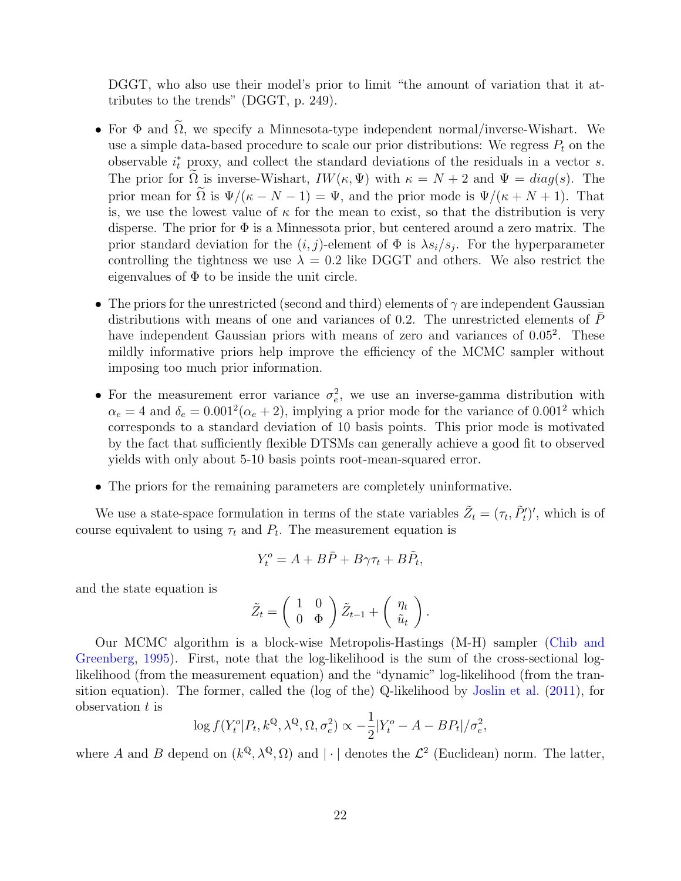DGGT, who also use their model's prior to limit "the amount of variation that it attributes to the trends" (DGGT, p. 249).

- For $\Phi$ and $\widetilde{\Omega}$, we specify a Minnesota-type independent normal/inverse-Wishart. We use a simple data-based procedure to scale our prior distributions: We regress $P_t$ on the observable $i^*_t$ proxy, and collect the standard deviations of the residuals in a vector $s$. The prior for $\widetilde{\Omega}$ is inverse-Wishart, $IW(\kappa, \Psi)$ with $\kappa = N + 2$ and $\Psi = diag(s)$. The prior mean for $\widetilde{\Omega}$ is $\Psi/(\kappa - N - 1) = \Psi$, and the prior mode is $\Psi/(\kappa + N + 1)$. That is, we use the lowest value of $\kappa$ for the mean to exist, so that the distribution is very disperse. The prior for $\Phi$ is a Minnessota prior, but centered around a zero matrix. The prior standard deviation for the $(i, j)$-element of $\Phi$ is $\lambda s_i/s_j$. For the hyperparameter controlling the tightness we use $\lambda = 0.2$ like DGGT and others. We also restrict the eigenvalues of $\Phi$ to be inside the unit circle.

- The priors for the unrestricted (second and third) elements of $\gamma$ are independent Gaussian distributions with means of one and variances of 0.2. The unrestricted elements of $\bar{P}$ have independent Gaussian priors with means of zero and variances of $0.05^2$. These mildly informative priors help improve the efficiency of the MCMC sampler without imposing too much prior information.

- For the measurement error variance $\sigma_e^2$, we use an inverse-gamma distribution with $\alpha_e = 4$ and $\delta_e = 0.001^2(\alpha_e + 2)$, implying a prior mode for the variance of $0.001^2$ which corresponds to a standard deviation of 10 basis points. This prior mode is motivated by the fact that sufficiently flexible DTSMs can generally achieve a good fit to observed yields with only about 5-10 basis points root-mean-squared error.

- The priors for the remaining parameters are completely uninformative.

We use a state-space formulation in terms of the state variables $\tilde{Z}_t = (\tau_t, \tilde{P}_t')'$, which is of course equivalent to using $\tau_t$ and $P_t$. The measurement equation is

$$Y_t^o = A + B\bar{P} + B\gamma\tau_t + B\tilde{P}_t,$$

and the state equation is

$$\tilde{Z}_t = \begin{pmatrix} 1 & 0 \\ 0 & \Phi \end{pmatrix} \tilde{Z}_{t-1} + \begin{pmatrix} \eta_t \\ \tilde{u}_t \end{pmatrix}.$$

Our MCMC algorithm is a block-wise Metropolis-Hastings (M-H) sampler (Chib and Greenberg, 1995). First, note that the log-likelihood is the sum of the cross-sectional log-likelihood (from the measurement equation) and the "dynamic" log-likelihood (from the transition equation). The former, called the (log of the) $\mathbb{Q}$-likelihood by Joslin et al. (2011), for observation $t$ is

$$\log f(Y_t^o | P_t, k^{\mathbb{Q}}, \lambda^{\mathbb{Q}}, \Omega, \sigma_e^2) \propto -\frac{1}{2}|Y_t^o - A - BP_t|/\sigma_e^2,$$

where $A$ and $B$ depend on $(k^{\mathbb{Q}}, \lambda^{\mathbb{Q}}, \Omega)$ and $|\cdot|$ denotes the $\mathcal{L}^2$ (Euclidean) norm. The latter,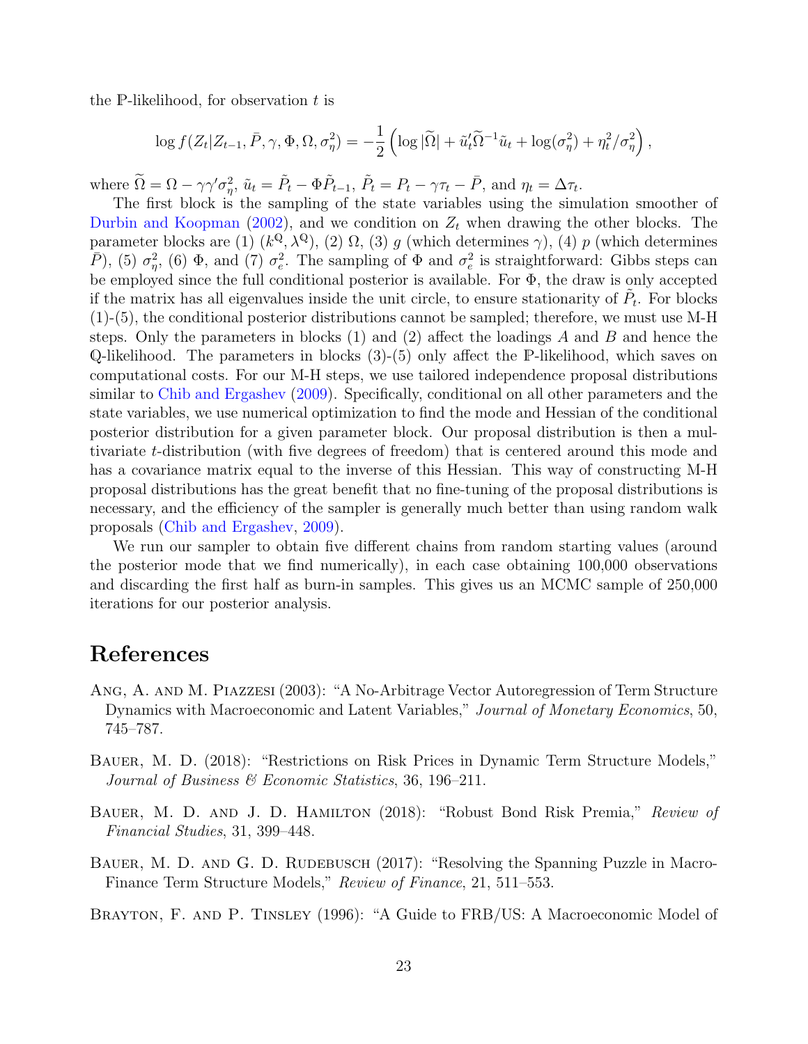the $\mathbb{P}$-likelihood, for observation $t$ is

$$\log f(Z_t|Z_{t-1}, \bar{P}, \gamma, \Phi, \Omega, \sigma_\eta^2) = -\frac{1}{2}\left(\log|\widetilde{\Omega}| + \tilde{u}_t'\widetilde{\Omega}^{-1}\tilde{u}_t + \log(\sigma_\eta^2) + \eta_t^2/\sigma_\eta^2\right),$$

where $\widetilde{\Omega} = \Omega - \gamma\gamma'\sigma_\eta^2$, $\tilde{u}_t = \tilde{P}_t - \Phi\tilde{P}_{t-1}$, $\tilde{P}_t = P_t - \gamma\tau_t - \bar{P}$, and $\eta_t = \Delta\tau_t$.

The first block is the sampling of the state variables using the simulation smoother of Durbin and Koopman (2002), and we condition on $Z_t$ when drawing the other blocks. The parameter blocks are (1) $(k^{\mathbb{Q}}, \lambda^{\mathbb{Q}})$, (2) $\Omega$, (3) $g$ (which determines $\gamma$), (4) $p$ (which determines $\bar{P}$), (5) $\sigma_\eta^2$, (6) $\Phi$, and (7) $\sigma_e^2$. The sampling of $\Phi$ and $\sigma_e^2$ is straightforward: Gibbs steps can be employed since the full conditional posterior is available. For $\Phi$, the draw is only accepted if the matrix has all eigenvalues inside the unit circle, to ensure stationarity of $\tilde{P}_t$. For blocks (1)-(5), the conditional posterior distributions cannot be sampled; therefore, we must use M-H steps. Only the parameters in blocks (1) and (2) affect the loadings $A$ and $B$ and hence the $\mathbb{Q}$-likelihood. The parameters in blocks (3)-(5) only affect the $\mathbb{P}$-likelihood, which saves on computational costs. For our M-H steps, we use tailored independence proposal distributions similar to Chib and Ergashev (2009). Specifically, conditional on all other parameters and the state variables, we use numerical optimization to find the mode and Hessian of the conditional posterior distribution for a given parameter block. Our proposal distribution is then a multivariate $t$-distribution (with five degrees of freedom) that is centered around this mode and has a covariance matrix equal to the inverse of this Hessian. This way of constructing M-H proposal distributions has the great benefit that no fine-tuning of the proposal distributions is necessary, and the efficiency of the sampler is generally much better than using random walk proposals (Chib and Ergashev, 2009).

We run our sampler to obtain five different chains from random starting values (around the posterior mode that we find numerically), in each case obtaining 100,000 observations and discarding the first half as burn-in samples. This gives us an MCMC sample of 250,000 iterations for our posterior analysis.

# References

Ang, A. and M. Piazzesi (2003): "A No-Arbitrage Vector Autoregression of Term Structure Dynamics with Macroeconomic and Latent Variables," *Journal of Monetary Economics*, 50, 745–787.

Bauer, M. D. (2018): "Restrictions on Risk Prices in Dynamic Term Structure Models," *Journal of Business & Economic Statistics*, 36, 196–211.

Bauer, M. D. and J. D. Hamilton (2018): "Robust Bond Risk Premia," *Review of Financial Studies*, 31, 399–448.

Bauer, M. D. and G. D. Rudebusch (2017): "Resolving the Spanning Puzzle in Macro-Finance Term Structure Models," *Review of Finance*, 21, 511–553.

Brayton, F. and P. Tinsley (1996): "A Guide to FRB/US: A Macroeconomic Model of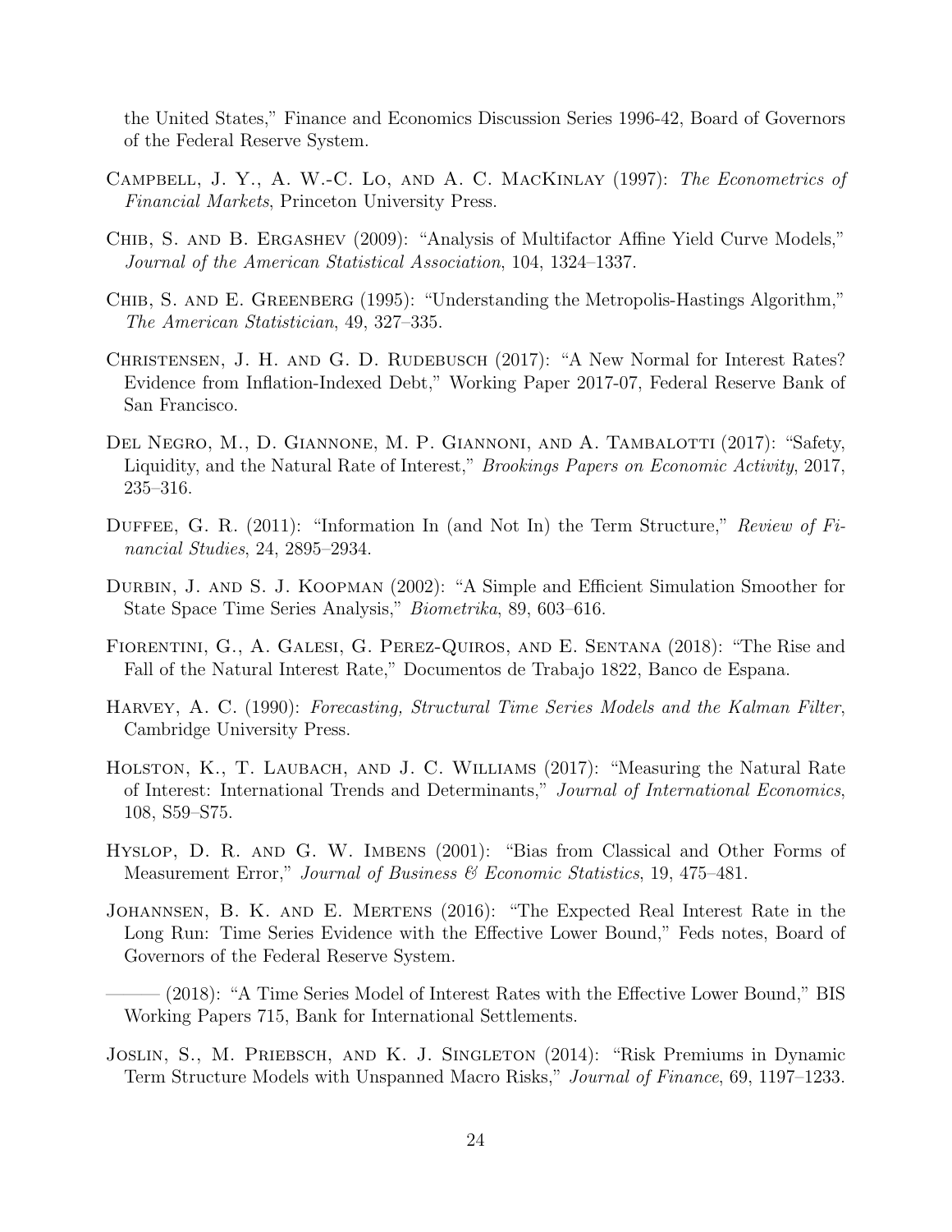the United States," Finance and Economics Discussion Series 1996-42, Board of Governors of the Federal Reserve System.

Campbell, J. Y., A. W.-C. Lo, and A. C. MacKinlay (1997): *The Econometrics of Financial Markets*, Princeton University Press.

Chib, S. and B. Ergashev (2009): "Analysis of Multifactor Affine Yield Curve Models," *Journal of the American Statistical Association*, 104, 1324–1337.

Chib, S. and E. Greenberg (1995): "Understanding the Metropolis-Hastings Algorithm," *The American Statistician*, 49, 327–335.

Christensen, J. H. and G. D. Rudebusch (2017): "A New Normal for Interest Rates? Evidence from Inflation-Indexed Debt," Working Paper 2017-07, Federal Reserve Bank of San Francisco.

Del Negro, M., D. Giannone, M. P. Giannoni, and A. Tambalotti (2017): "Safety, Liquidity, and the Natural Rate of Interest," *Brookings Papers on Economic Activity*, 2017, 235–316.

Duffee, G. R. (2011): "Information In (and Not In) the Term Structure," *Review of Financial Studies*, 24, 2895–2934.

Durbin, J. and S. J. Koopman (2002): "A Simple and Efficient Simulation Smoother for State Space Time Series Analysis," *Biometrika*, 89, 603–616.

Fiorentini, G., A. Galesi, G. Perez-Quiros, and E. Sentana (2018): "The Rise and Fall of the Natural Interest Rate," Documentos de Trabajo 1822, Banco de Espana.

Harvey, A. C. (1990): *Forecasting, Structural Time Series Models and the Kalman Filter*, Cambridge University Press.

Holston, K., T. Laubach, and J. C. Williams (2017): "Measuring the Natural Rate of Interest: International Trends and Determinants," *Journal of International Economics*, 108, S59–S75.

Hyslop, D. R. and G. W. Imbens (2001): "Bias from Classical and Other Forms of Measurement Error," *Journal of Business & Economic Statistics*, 19, 475–481.

Johannsen, B. K. and E. Mertens (2016): "The Expected Real Interest Rate in the Long Run: Time Series Evidence with the Effective Lower Bound," Feds notes, Board of Governors of the Federal Reserve System.

——— (2018): "A Time Series Model of Interest Rates with the Effective Lower Bound," BIS Working Papers 715, Bank for International Settlements.

Joslin, S., M. Priebsch, and K. J. Singleton (2014): "Risk Premiums in Dynamic Term Structure Models with Unspanned Macro Risks," *Journal of Finance*, 69, 1197–1233.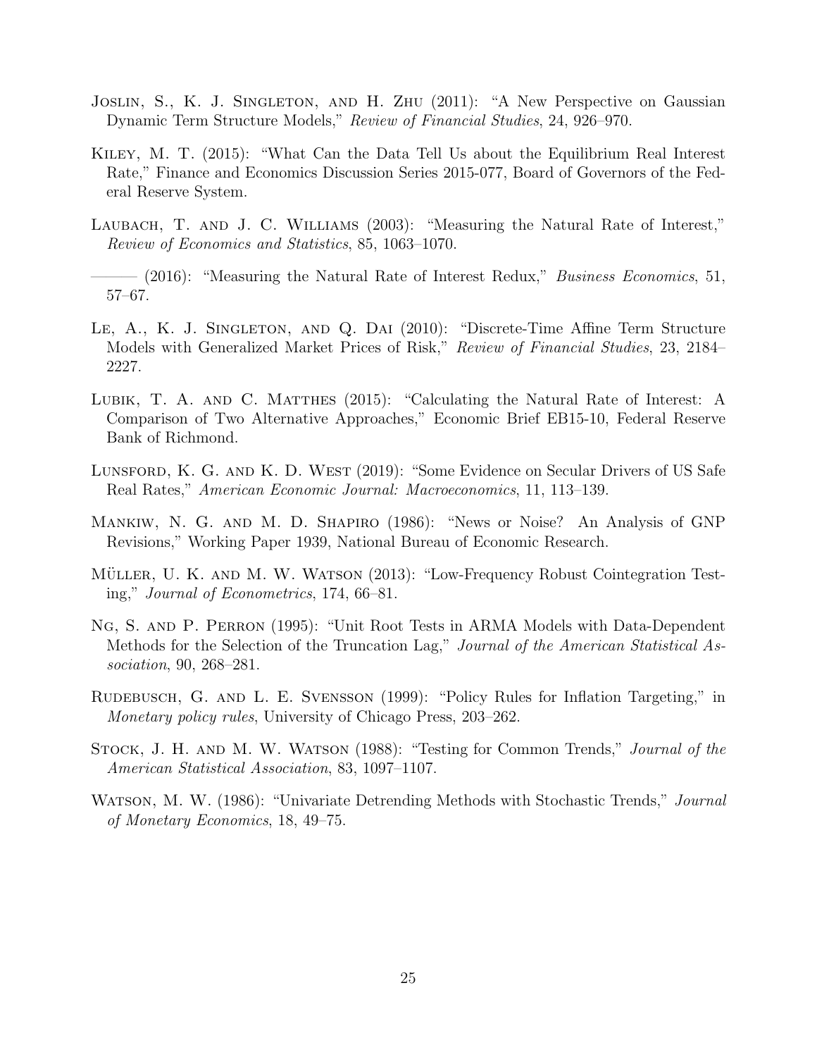Joslin, S., K. J. Singleton, and H. Zhu (2011): "A New Perspective on Gaussian Dynamic Term Structure Models," *Review of Financial Studies*, 24, 926–970.

Kiley, M. T. (2015): "What Can the Data Tell Us about the Equilibrium Real Interest Rate," Finance and Economics Discussion Series 2015-077, Board of Governors of the Federal Reserve System.

Laubach, T. and J. C. Williams (2003): "Measuring the Natural Rate of Interest," *Review of Economics and Statistics*, 85, 1063–1070.

——— (2016): "Measuring the Natural Rate of Interest Redux," *Business Economics*, 51, 57–67.

Le, A., K. J. Singleton, and Q. Dai (2010): "Discrete-Time Affine Term Structure Models with Generalized Market Prices of Risk," *Review of Financial Studies*, 23, 2184–2227.

Lubik, T. A. and C. Matthes (2015): "Calculating the Natural Rate of Interest: A Comparison of Two Alternative Approaches," Economic Brief EB15-10, Federal Reserve Bank of Richmond.

Lunsford, K. G. and K. D. West (2019): "Some Evidence on Secular Drivers of US Safe Real Rates," *American Economic Journal: Macroeconomics*, 11, 113–139.

Mankiw, N. G. and M. D. Shapiro (1986): "News or Noise? An Analysis of GNP Revisions," Working Paper 1939, National Bureau of Economic Research.

Müller, U. K. and M. W. Watson (2013): "Low-Frequency Robust Cointegration Testing," *Journal of Econometrics*, 174, 66–81.

Ng, S. and P. Perron (1995): "Unit Root Tests in ARMA Models with Data-Dependent Methods for the Selection of the Truncation Lag," *Journal of the American Statistical Association*, 90, 268–281.

Rudebusch, G. and L. E. Svensson (1999): "Policy Rules for Inflation Targeting," in *Monetary policy rules*, University of Chicago Press, 203–262.

Stock, J. H. and M. W. Watson (1988): "Testing for Common Trends," *Journal of the American Statistical Association*, 83, 1097–1107.

Watson, M. W. (1986): "Univariate Detrending Methods with Stochastic Trends," *Journal of Monetary Economics*, 18, 49–75.